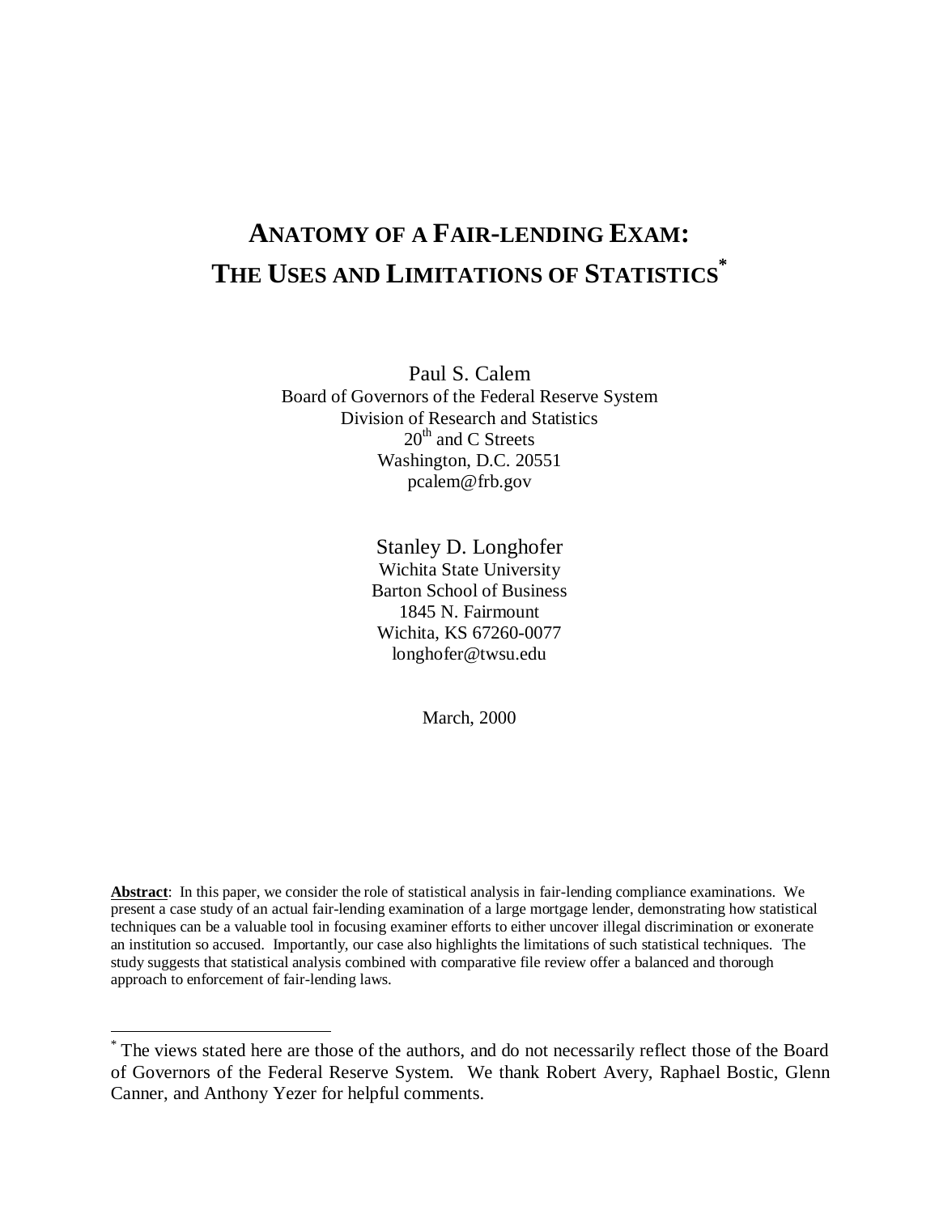# ANATOMY OF A FAIR-LENDING EXAM: THE USES AND LIMITATIONS OF STATISTICS*

Paul S. Calem
Board of Governors of the Federal Reserve System
Division of Research and Statistics
20th and C Streets
Washington, D.C. 20551
pcalem@frb.gov

Stanley D. Longhofer
Wichita State University
Barton School of Business
1845 N. Fairmount
Wichita, KS 67260-0077
longhofer@twsu.edu

March, 2000

**Abstract**: In this paper, we consider the role of statistical analysis in fair-lending compliance examinations. We present a case study of an actual fair-lending examination of a large mortgage lender, demonstrating how statistical techniques can be a valuable tool in focusing examiner efforts to either uncover illegal discrimination or exonerate an institution so accused. Importantly, our case also highlights the limitations of such statistical techniques. The study suggests that statistical analysis combined with comparative file review offer a balanced and thorough approach to enforcement of fair-lending laws.

* The views stated here are those of the authors, and do not necessarily reflect those of the Board of Governors of the Federal Reserve System. We thank Robert Avery, Raphael Bostic, Glenn Canner, and Anthony Yezer for helpful comments.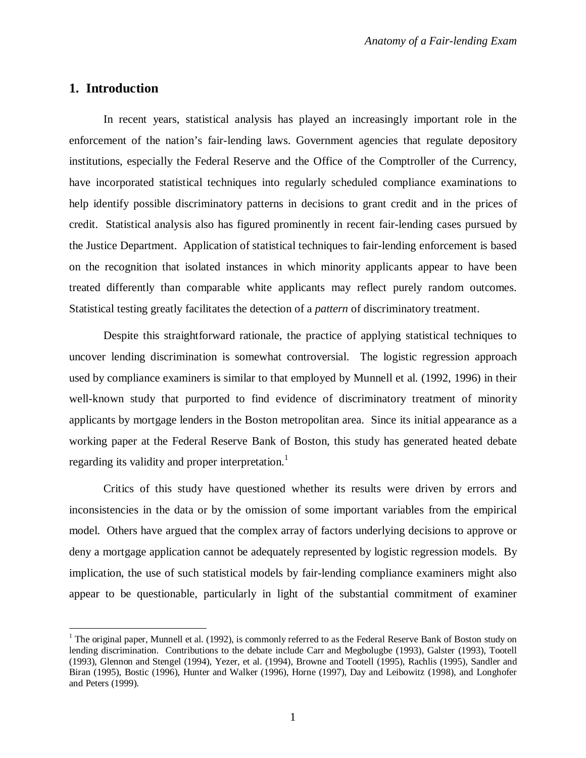## 1. Introduction

In recent years, statistical analysis has played an increasingly important role in the enforcement of the nation's fair-lending laws. Government agencies that regulate depository institutions, especially the Federal Reserve and the Office of the Comptroller of the Currency, have incorporated statistical techniques into regularly scheduled compliance examinations to help identify possible discriminatory patterns in decisions to grant credit and in the prices of credit. Statistical analysis also has figured prominently in recent fair-lending cases pursued by the Justice Department. Application of statistical techniques to fair-lending enforcement is based on the recognition that isolated instances in which minority applicants appear to have been treated differently than comparable white applicants may reflect purely random outcomes. Statistical testing greatly facilitates the detection of a *pattern* of discriminatory treatment.

Despite this straightforward rationale, the practice of applying statistical techniques to uncover lending discrimination is somewhat controversial. The logistic regression approach used by compliance examiners is similar to that employed by Munnell et al. (1992, 1996) in their well-known study that purported to find evidence of discriminatory treatment of minority applicants by mortgage lenders in the Boston metropolitan area. Since its initial appearance as a working paper at the Federal Reserve Bank of Boston, this study has generated heated debate regarding its validity and proper interpretation.[1]

Critics of this study have questioned whether its results were driven by errors and inconsistencies in the data or by the omission of some important variables from the empirical model. Others have argued that the complex array of factors underlying decisions to approve or deny a mortgage application cannot be adequately represented by logistic regression models. By implication, the use of such statistical models by fair-lending compliance examiners might also appear to be questionable, particularly in light of the substantial commitment of examiner

[1] The original paper, Munnell et al. (1992), is commonly referred to as the Federal Reserve Bank of Boston study on lending discrimination. Contributions to the debate include Carr and Megbolugbe (1993), Galster (1993), Tootell (1993), Glennon and Stengel (1994), Yezer, et al. (1994), Browne and Tootell (1995), Rachlis (1995), Sandler and Biran (1995), Bostic (1996), Hunter and Walker (1996), Horne (1997), Day and Leibowitz (1998), and Longhofer and Peters (1999).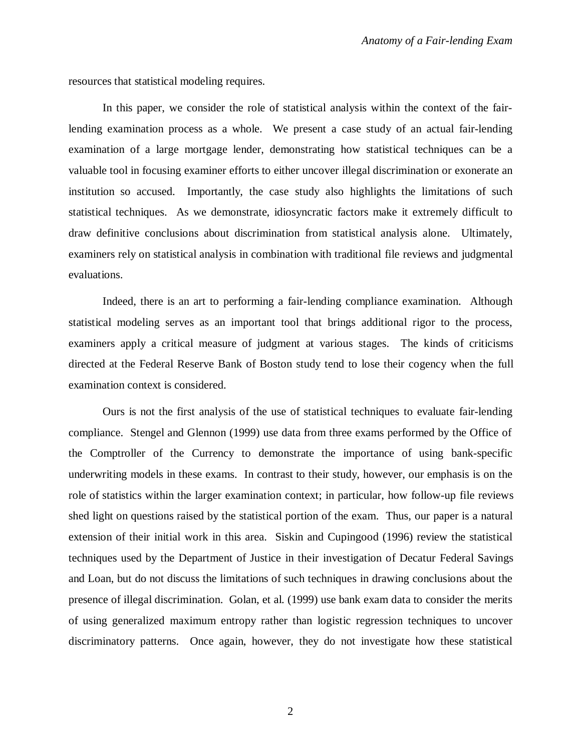resources that statistical modeling requires.

In this paper, we consider the role of statistical analysis within the context of the fair-lending examination process as a whole. We present a case study of an actual fair-lending examination of a large mortgage lender, demonstrating how statistical techniques can be a valuable tool in focusing examiner efforts to either uncover illegal discrimination or exonerate an institution so accused. Importantly, the case study also highlights the limitations of such statistical techniques. As we demonstrate, idiosyncratic factors make it extremely difficult to draw definitive conclusions about discrimination from statistical analysis alone. Ultimately, examiners rely on statistical analysis in combination with traditional file reviews and judgmental evaluations.

Indeed, there is an art to performing a fair-lending compliance examination. Although statistical modeling serves as an important tool that brings additional rigor to the process, examiners apply a critical measure of judgment at various stages. The kinds of criticisms directed at the Federal Reserve Bank of Boston study tend to lose their cogency when the full examination context is considered.

Ours is not the first analysis of the use of statistical techniques to evaluate fair-lending compliance. Stengel and Glennon (1999) use data from three exams performed by the Office of the Comptroller of the Currency to demonstrate the importance of using bank-specific underwriting models in these exams. In contrast to their study, however, our emphasis is on the role of statistics within the larger examination context; in particular, how follow-up file reviews shed light on questions raised by the statistical portion of the exam. Thus, our paper is a natural extension of their initial work in this area. Siskin and Cupingood (1996) review the statistical techniques used by the Department of Justice in their investigation of Decatur Federal Savings and Loan, but do not discuss the limitations of such techniques in drawing conclusions about the presence of illegal discrimination. Golan, et al. (1999) use bank exam data to consider the merits of using generalized maximum entropy rather than logistic regression techniques to uncover discriminatory patterns. Once again, however, they do not investigate how these statistical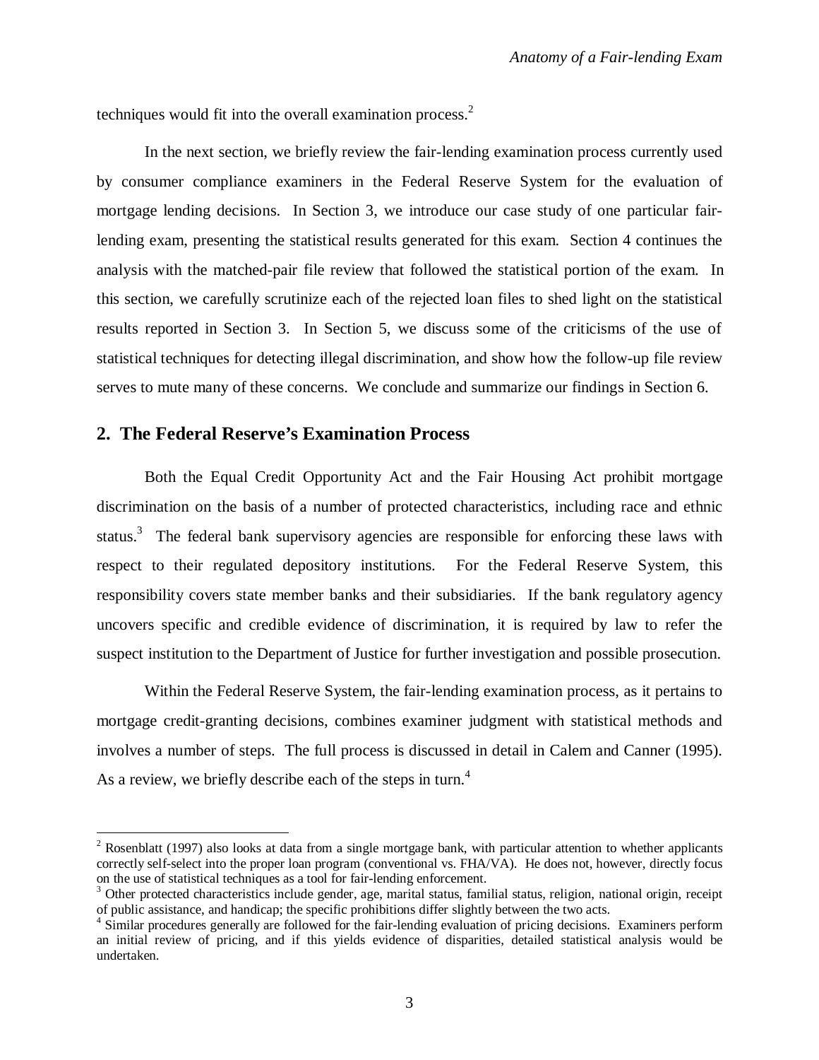techniques would fit into the overall examination process.[2]

In the next section, we briefly review the fair-lending examination process currently used by consumer compliance examiners in the Federal Reserve System for the evaluation of mortgage lending decisions. In Section 3, we introduce our case study of one particular fair-lending exam, presenting the statistical results generated for this exam. Section 4 continues the analysis with the matched-pair file review that followed the statistical portion of the exam. In this section, we carefully scrutinize each of the rejected loan files to shed light on the statistical results reported in Section 3. In Section 5, we discuss some of the criticisms of the use of statistical techniques for detecting illegal discrimination, and show how the follow-up file review serves to mute many of these concerns. We conclude and summarize our findings in Section 6.

## 2. The Federal Reserve's Examination Process

Both the Equal Credit Opportunity Act and the Fair Housing Act prohibit mortgage discrimination on the basis of a number of protected characteristics, including race and ethnic status.[3] The federal bank supervisory agencies are responsible for enforcing these laws with respect to their regulated depository institutions. For the Federal Reserve System, this responsibility covers state member banks and their subsidiaries. If the bank regulatory agency uncovers specific and credible evidence of discrimination, it is required by law to refer the suspect institution to the Department of Justice for further investigation and possible prosecution.

Within the Federal Reserve System, the fair-lending examination process, as it pertains to mortgage credit-granting decisions, combines examiner judgment with statistical methods and involves a number of steps. The full process is discussed in detail in Calem and Canner (1995). As a review, we briefly describe each of the steps in turn.[4]

---

[2] Rosenblatt (1997) also looks at data from a single mortgage bank, with particular attention to whether applicants correctly self-select into the proper loan program (conventional vs. FHA/VA). He does not, however, directly focus on the use of statistical techniques as a tool for fair-lending enforcement.

[3] Other protected characteristics include gender, age, marital status, familial status, religion, national origin, receipt of public assistance, and handicap; the specific prohibitions differ slightly between the two acts.

[4] Similar procedures generally are followed for the fair-lending evaluation of pricing decisions. Examiners perform an initial review of pricing, and if this yields evidence of disparities, detailed statistical analysis would be undertaken.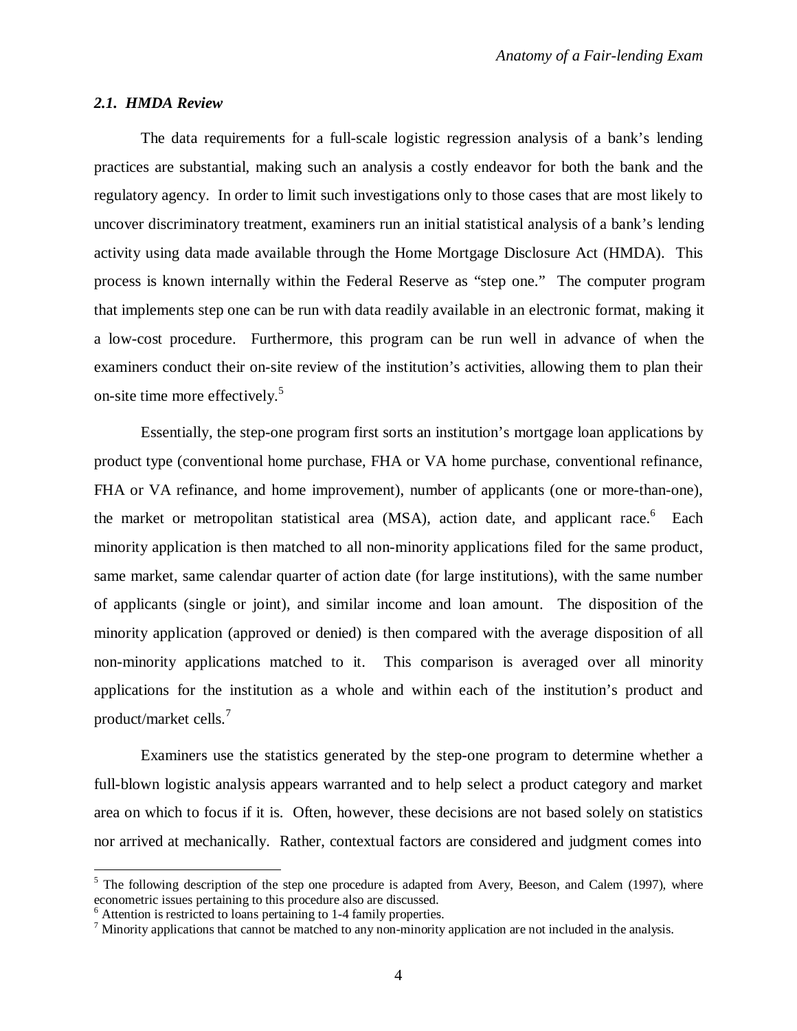### *2.1. HMDA Review*

The data requirements for a full-scale logistic regression analysis of a bank's lending practices are substantial, making such an analysis a costly endeavor for both the bank and the regulatory agency. In order to limit such investigations only to those cases that are most likely to uncover discriminatory treatment, examiners run an initial statistical analysis of a bank's lending activity using data made available through the Home Mortgage Disclosure Act (HMDA). This process is known internally within the Federal Reserve as "step one." The computer program that implements step one can be run with data readily available in an electronic format, making it a low-cost procedure. Furthermore, this program can be run well in advance of when the examiners conduct their on-site review of the institution's activities, allowing them to plan their on-site time more effectively.[5]

Essentially, the step-one program first sorts an institution's mortgage loan applications by product type (conventional home purchase, FHA or VA home purchase, conventional refinance, FHA or VA refinance, and home improvement), number of applicants (one or more-than-one), the market or metropolitan statistical area (MSA), action date, and applicant race.[6] Each minority application is then matched to all non-minority applications filed for the same product, same market, same calendar quarter of action date (for large institutions), with the same number of applicants (single or joint), and similar income and loan amount. The disposition of the minority application (approved or denied) is then compared with the average disposition of all non-minority applications matched to it. This comparison is averaged over all minority applications for the institution as a whole and within each of the institution's product and product/market cells.[7]

Examiners use the statistics generated by the step-one program to determine whether a full-blown logistic analysis appears warranted and to help select a product category and market area on which to focus if it is. Often, however, these decisions are not based solely on statistics nor arrived at mechanically. Rather, contextual factors are considered and judgment comes into

---

[5] The following description of the step one procedure is adapted from Avery, Beeson, and Calem (1997), where econometric issues pertaining to this procedure also are discussed.

[6] Attention is restricted to loans pertaining to 1-4 family properties.

[7] Minority applications that cannot be matched to any non-minority application are not included in the analysis.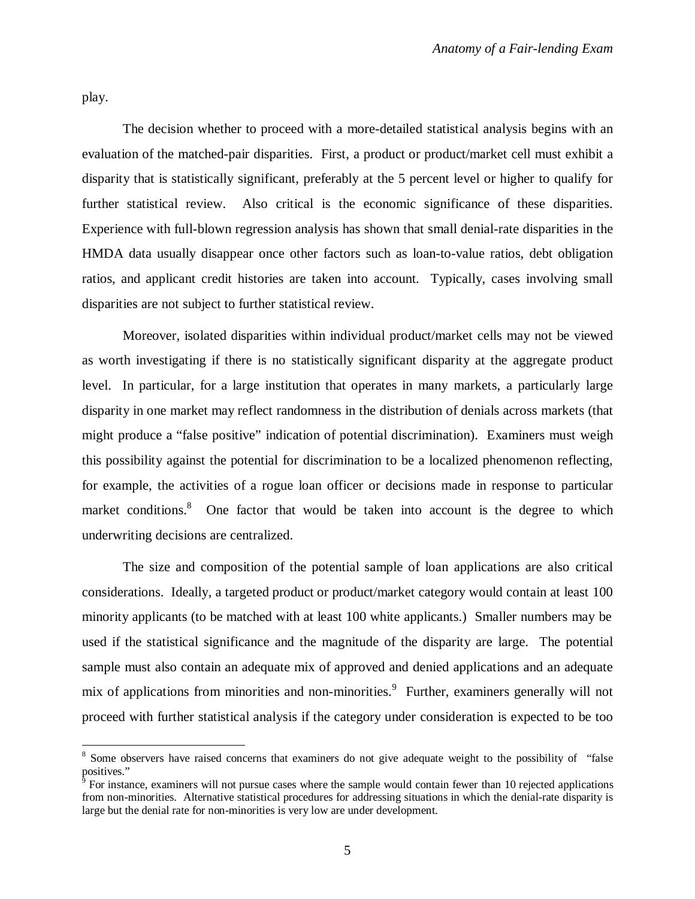play.

The decision whether to proceed with a more-detailed statistical analysis begins with an evaluation of the matched-pair disparities. First, a product or product/market cell must exhibit a disparity that is statistically significant, preferably at the 5 percent level or higher to qualify for further statistical review. Also critical is the economic significance of these disparities. Experience with full-blown regression analysis has shown that small denial-rate disparities in the HMDA data usually disappear once other factors such as loan-to-value ratios, debt obligation ratios, and applicant credit histories are taken into account. Typically, cases involving small disparities are not subject to further statistical review.

Moreover, isolated disparities within individual product/market cells may not be viewed as worth investigating if there is no statistically significant disparity at the aggregate product level. In particular, for a large institution that operates in many markets, a particularly large disparity in one market may reflect randomness in the distribution of denials across markets (that might produce a "false positive" indication of potential discrimination). Examiners must weigh this possibility against the potential for discrimination to be a localized phenomenon reflecting, for example, the activities of a rogue loan officer or decisions made in response to particular market conditions.[8] One factor that would be taken into account is the degree to which underwriting decisions are centralized.

The size and composition of the potential sample of loan applications are also critical considerations. Ideally, a targeted product or product/market category would contain at least 100 minority applicants (to be matched with at least 100 white applicants.) Smaller numbers may be used if the statistical significance and the magnitude of the disparity are large. The potential sample must also contain an adequate mix of approved and denied applications and an adequate mix of applications from minorities and non-minorities.[9] Further, examiners generally will not proceed with further statistical analysis if the category under consideration is expected to be too

---

[8] Some observers have raised concerns that examiners do not give adequate weight to the possibility of "false positives."

[9] For instance, examiners will not pursue cases where the sample would contain fewer than 10 rejected applications from non-minorities. Alternative statistical procedures for addressing situations in which the denial-rate disparity is large but the denial rate for non-minorities is very low are under development.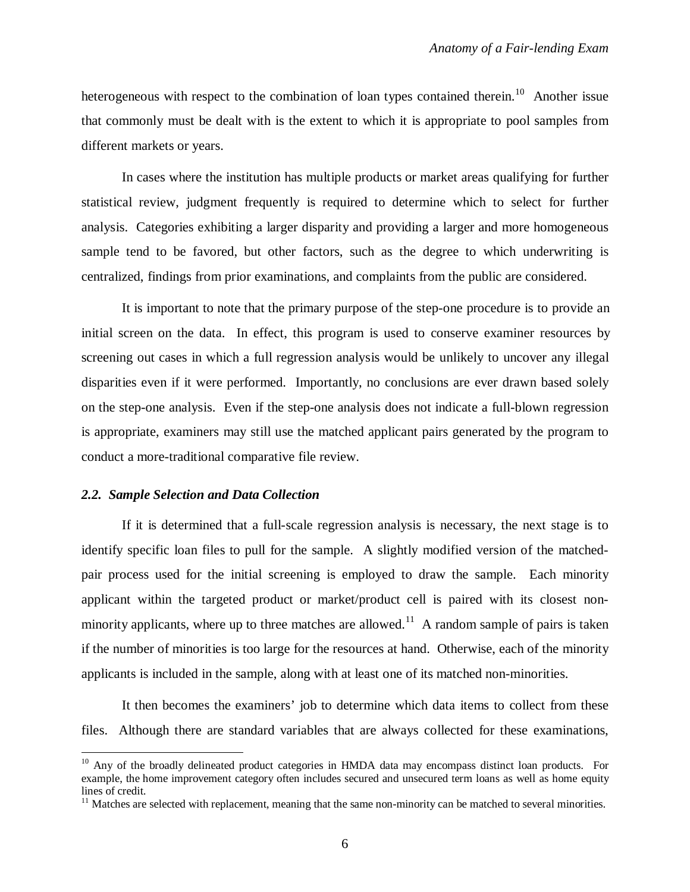heterogeneous with respect to the combination of loan types contained therein.[10] Another issue that commonly must be dealt with is the extent to which it is appropriate to pool samples from different markets or years.

In cases where the institution has multiple products or market areas qualifying for further statistical review, judgment frequently is required to determine which to select for further analysis. Categories exhibiting a larger disparity and providing a larger and more homogeneous sample tend to be favored, but other factors, such as the degree to which underwriting is centralized, findings from prior examinations, and complaints from the public are considered.

It is important to note that the primary purpose of the step-one procedure is to provide an initial screen on the data. In effect, this program is used to conserve examiner resources by screening out cases in which a full regression analysis would be unlikely to uncover any illegal disparities even if it were performed. Importantly, no conclusions are ever drawn based solely on the step-one analysis. Even if the step-one analysis does not indicate a full-blown regression is appropriate, examiners may still use the matched applicant pairs generated by the program to conduct a more-traditional comparative file review.

### *2.2. Sample Selection and Data Collection*

If it is determined that a full-scale regression analysis is necessary, the next stage is to identify specific loan files to pull for the sample. A slightly modified version of the matched-pair process used for the initial screening is employed to draw the sample. Each minority applicant within the targeted product or market/product cell is paired with its closest non-minority applicants, where up to three matches are allowed.[11] A random sample of pairs is taken if the number of minorities is too large for the resources at hand. Otherwise, each of the minority applicants is included in the sample, along with at least one of its matched non-minorities.

It then becomes the examiners' job to determine which data items to collect from these files. Although there are standard variables that are always collected for these examinations,

---

[10] Any of the broadly delineated product categories in HMDA data may encompass distinct loan products. For example, the home improvement category often includes secured and unsecured term loans as well as home equity lines of credit.

[11] Matches are selected with replacement, meaning that the same non-minority can be matched to several minorities.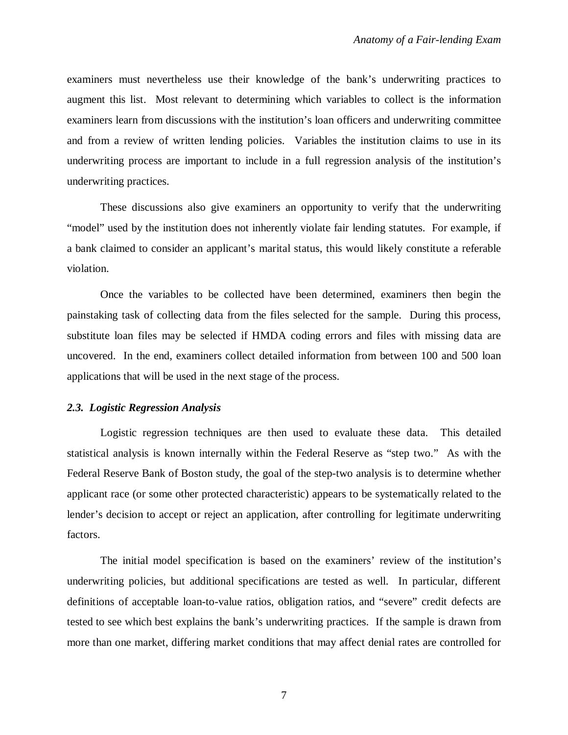examiners must nevertheless use their knowledge of the bank's underwriting practices to augment this list. Most relevant to determining which variables to collect is the information examiners learn from discussions with the institution's loan officers and underwriting committee and from a review of written lending policies. Variables the institution claims to use in its underwriting process are important to include in a full regression analysis of the institution's underwriting practices.

These discussions also give examiners an opportunity to verify that the underwriting "model" used by the institution does not inherently violate fair lending statutes. For example, if a bank claimed to consider an applicant's marital status, this would likely constitute a referable violation.

Once the variables to be collected have been determined, examiners then begin the painstaking task of collecting data from the files selected for the sample. During this process, substitute loan files may be selected if HMDA coding errors and files with missing data are uncovered. In the end, examiners collect detailed information from between 100 and 500 loan applications that will be used in the next stage of the process.

### *2.3. Logistic Regression Analysis*

Logistic regression techniques are then used to evaluate these data. This detailed statistical analysis is known internally within the Federal Reserve as "step two." As with the Federal Reserve Bank of Boston study, the goal of the step-two analysis is to determine whether applicant race (or some other protected characteristic) appears to be systematically related to the lender's decision to accept or reject an application, after controlling for legitimate underwriting factors.

The initial model specification is based on the examiners' review of the institution's underwriting policies, but additional specifications are tested as well. In particular, different definitions of acceptable loan-to-value ratios, obligation ratios, and "severe" credit defects are tested to see which best explains the bank's underwriting practices. If the sample is drawn from more than one market, differing market conditions that may affect denial rates are controlled for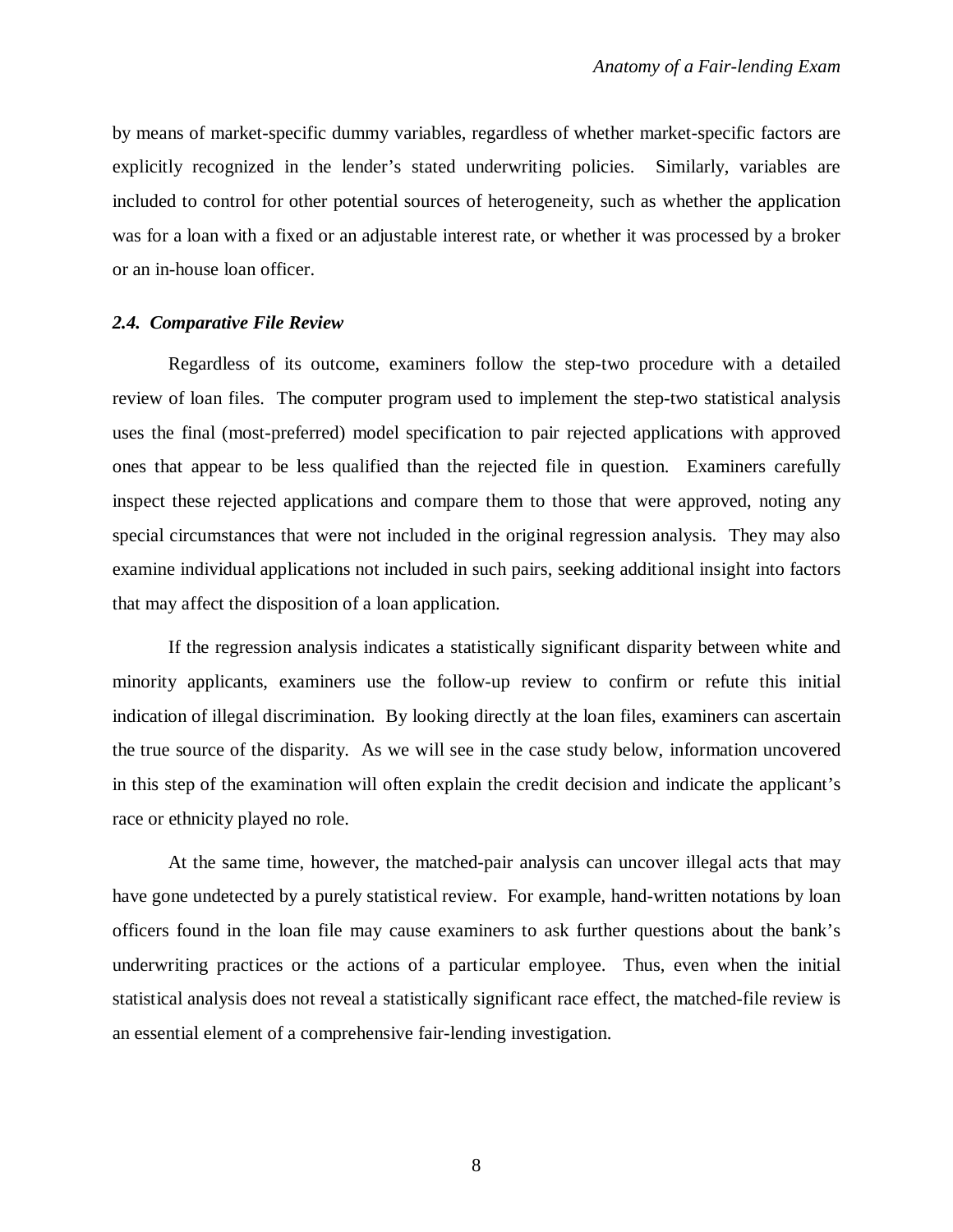by means of market-specific dummy variables, regardless of whether market-specific factors are explicitly recognized in the lender's stated underwriting policies. Similarly, variables are included to control for other potential sources of heterogeneity, such as whether the application was for a loan with a fixed or an adjustable interest rate, or whether it was processed by a broker or an in-house loan officer.

### *2.4. Comparative File Review*

Regardless of its outcome, examiners follow the step-two procedure with a detailed review of loan files. The computer program used to implement the step-two statistical analysis uses the final (most-preferred) model specification to pair rejected applications with approved ones that appear to be less qualified than the rejected file in question. Examiners carefully inspect these rejected applications and compare them to those that were approved, noting any special circumstances that were not included in the original regression analysis. They may also examine individual applications not included in such pairs, seeking additional insight into factors that may affect the disposition of a loan application.

If the regression analysis indicates a statistically significant disparity between white and minority applicants, examiners use the follow-up review to confirm or refute this initial indication of illegal discrimination. By looking directly at the loan files, examiners can ascertain the true source of the disparity. As we will see in the case study below, information uncovered in this step of the examination will often explain the credit decision and indicate the applicant's race or ethnicity played no role.

At the same time, however, the matched-pair analysis can uncover illegal acts that may have gone undetected by a purely statistical review. For example, hand-written notations by loan officers found in the loan file may cause examiners to ask further questions about the bank's underwriting practices or the actions of a particular employee. Thus, even when the initial statistical analysis does not reveal a statistically significant race effect, the matched-file review is an essential element of a comprehensive fair-lending investigation.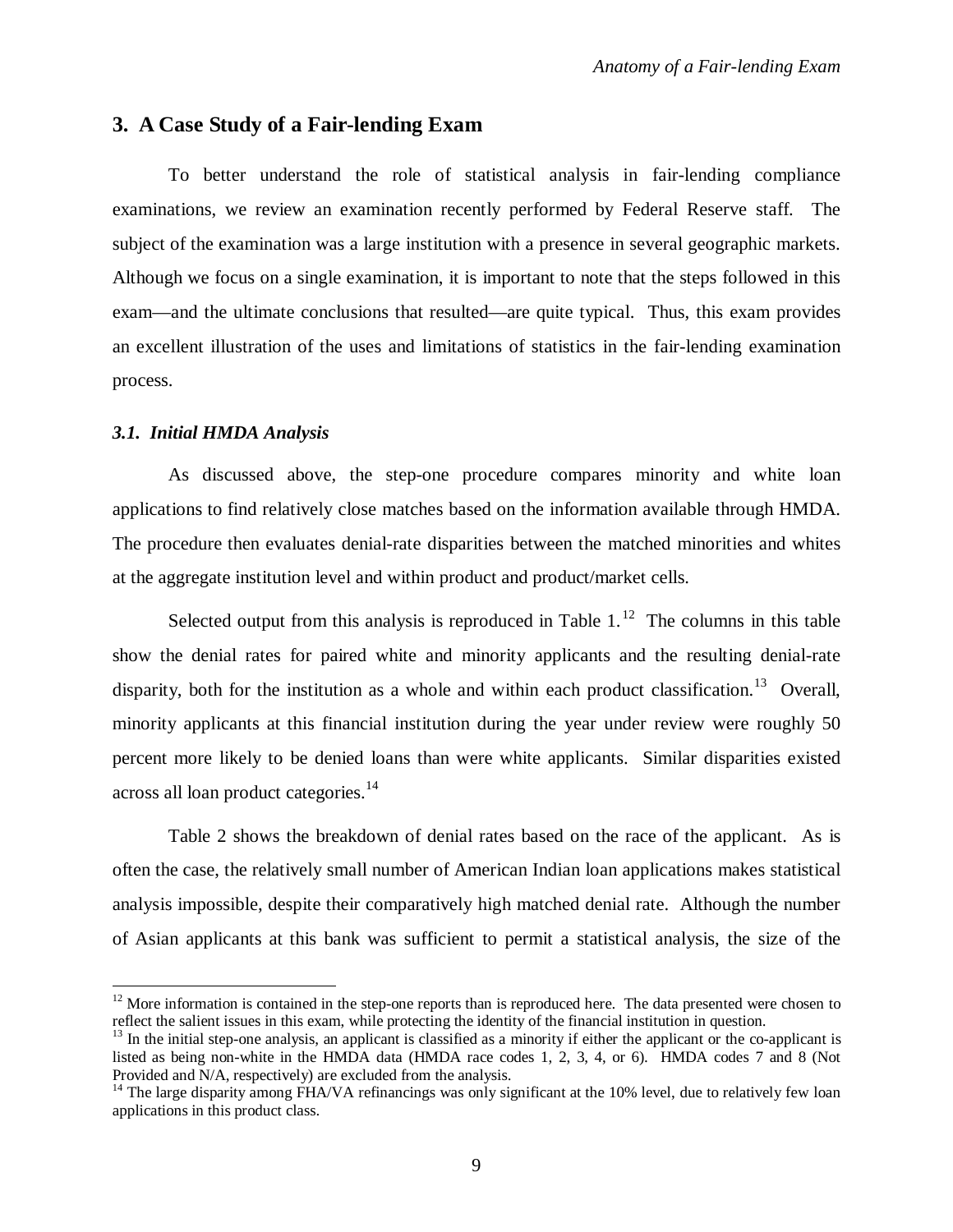## 3. A Case Study of a Fair-lending Exam

To better understand the role of statistical analysis in fair-lending compliance examinations, we review an examination recently performed by Federal Reserve staff. The subject of the examination was a large institution with a presence in several geographic markets. Although we focus on a single examination, it is important to note that the steps followed in this exam—and the ultimate conclusions that resulted—are quite typical. Thus, this exam provides an excellent illustration of the uses and limitations of statistics in the fair-lending examination process.

### *3.1. Initial HMDA Analysis*

As discussed above, the step-one procedure compares minority and white loan applications to find relatively close matches based on the information available through HMDA. The procedure then evaluates denial-rate disparities between the matched minorities and whites at the aggregate institution level and within product and product/market cells.

Selected output from this analysis is reproduced in Table 1.[12] The columns in this table show the denial rates for paired white and minority applicants and the resulting denial-rate disparity, both for the institution as a whole and within each product classification.[13] Overall, minority applicants at this financial institution during the year under review were roughly 50 percent more likely to be denied loans than were white applicants. Similar disparities existed across all loan product categories.[14]

Table 2 shows the breakdown of denial rates based on the race of the applicant. As is often the case, the relatively small number of American Indian loan applications makes statistical analysis impossible, despite their comparatively high matched denial rate. Although the number of Asian applicants at this bank was sufficient to permit a statistical analysis, the size of the

---

[12] More information is contained in the step-one reports than is reproduced here. The data presented were chosen to reflect the salient issues in this exam, while protecting the identity of the financial institution in question.

[13] In the initial step-one analysis, an applicant is classified as a minority if either the applicant or the co-applicant is listed as being non-white in the HMDA data (HMDA race codes 1, 2, 3, 4, or 6). HMDA codes 7 and 8 (Not Provided and N/A, respectively) are excluded from the analysis.

[14] The large disparity among FHA/VA refinancings was only significant at the 10% level, due to relatively few loan applications in this product class.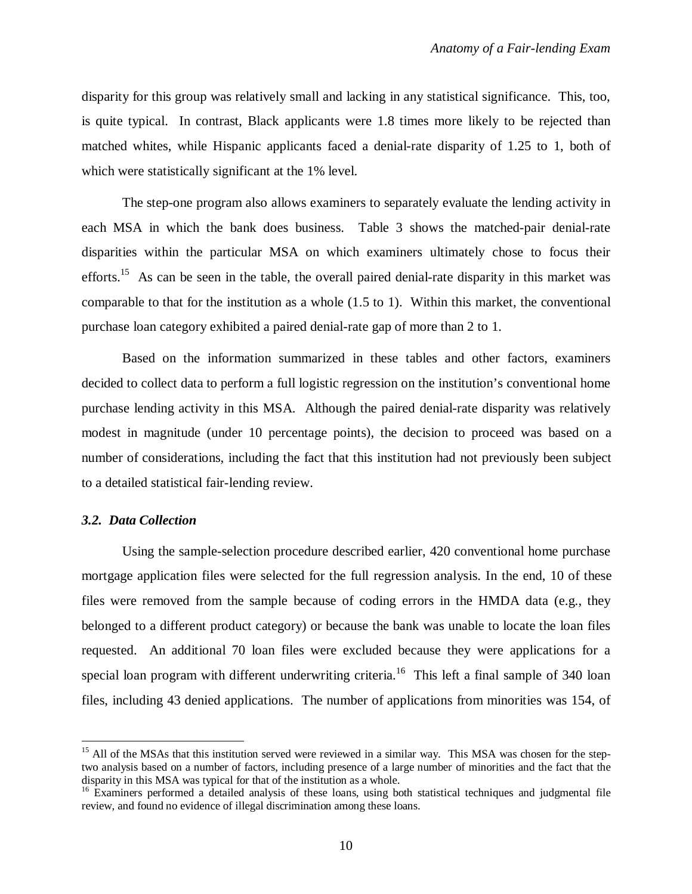disparity for this group was relatively small and lacking in any statistical significance. This, too, is quite typical. In contrast, Black applicants were 1.8 times more likely to be rejected than matched whites, while Hispanic applicants faced a denial-rate disparity of 1.25 to 1, both of which were statistically significant at the 1% level.

The step-one program also allows examiners to separately evaluate the lending activity in each MSA in which the bank does business. Table 3 shows the matched-pair denial-rate disparities within the particular MSA on which examiners ultimately chose to focus their efforts.[15] As can be seen in the table, the overall paired denial-rate disparity in this market was comparable to that for the institution as a whole (1.5 to 1). Within this market, the conventional purchase loan category exhibited a paired denial-rate gap of more than 2 to 1.

Based on the information summarized in these tables and other factors, examiners decided to collect data to perform a full logistic regression on the institution's conventional home purchase lending activity in this MSA. Although the paired denial-rate disparity was relatively modest in magnitude (under 10 percentage points), the decision to proceed was based on a number of considerations, including the fact that this institution had not previously been subject to a detailed statistical fair-lending review.

### *3.2. Data Collection*

Using the sample-selection procedure described earlier, 420 conventional home purchase mortgage application files were selected for the full regression analysis. In the end, 10 of these files were removed from the sample because of coding errors in the HMDA data (e.g., they belonged to a different product category) or because the bank was unable to locate the loan files requested. An additional 70 loan files were excluded because they were applications for a special loan program with different underwriting criteria.[16] This left a final sample of 340 loan files, including 43 denied applications. The number of applications from minorities was 154, of

---

[15] All of the MSAs that this institution served were reviewed in a similar way. This MSA was chosen for the step-two analysis based on a number of factors, including presence of a large number of minorities and the fact that the disparity in this MSA was typical for that of the institution as a whole.

[16] Examiners performed a detailed analysis of these loans, using both statistical techniques and judgmental file review, and found no evidence of illegal discrimination among these loans.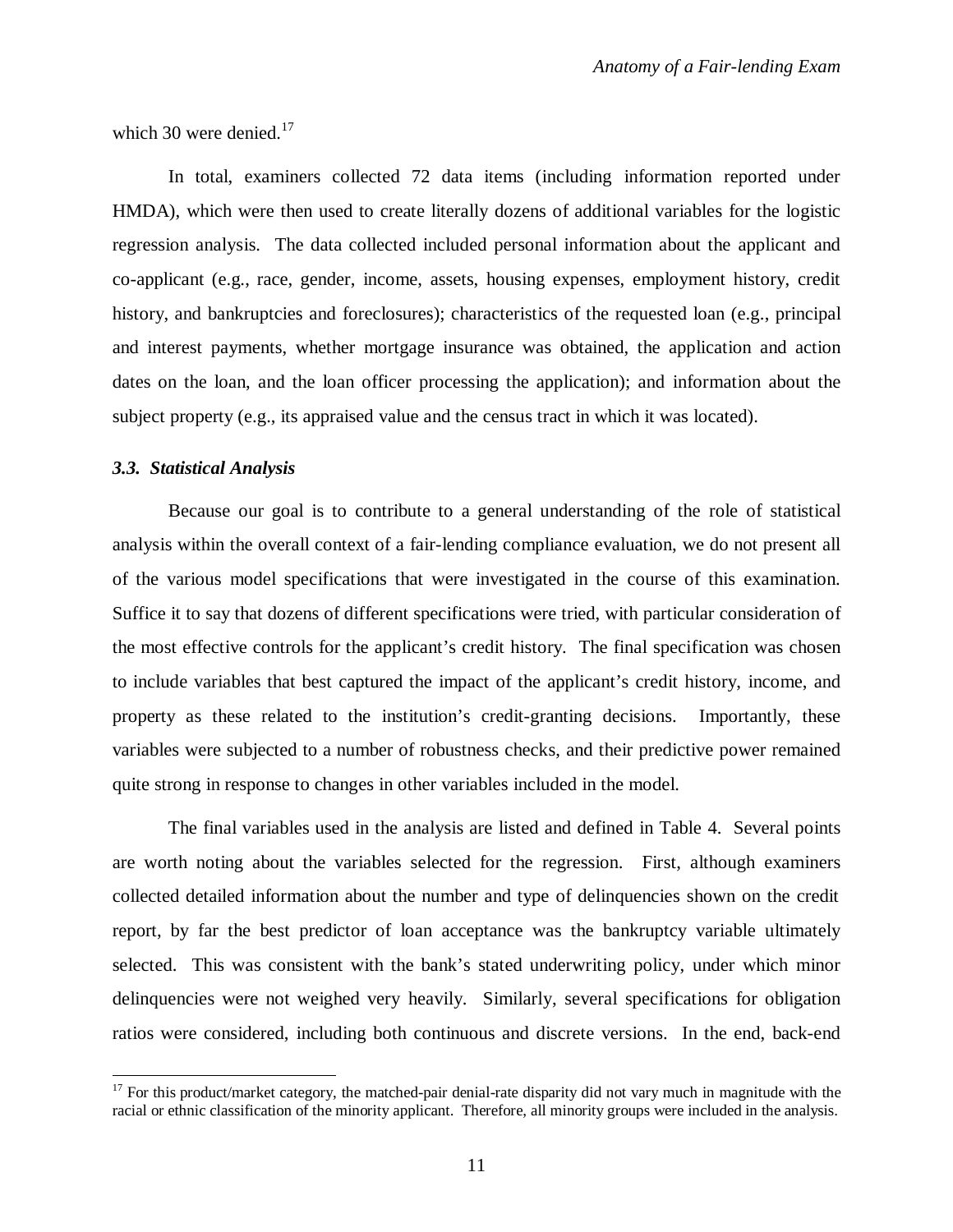which 30 were denied.[17]

In total, examiners collected 72 data items (including information reported under HMDA), which were then used to create literally dozens of additional variables for the logistic regression analysis. The data collected included personal information about the applicant and co-applicant (e.g., race, gender, income, assets, housing expenses, employment history, credit history, and bankruptcies and foreclosures); characteristics of the requested loan (e.g., principal and interest payments, whether mortgage insurance was obtained, the application and action dates on the loan, and the loan officer processing the application); and information about the subject property (e.g., its appraised value and the census tract in which it was located).

### *3.3. Statistical Analysis*

Because our goal is to contribute to a general understanding of the role of statistical analysis within the overall context of a fair-lending compliance evaluation, we do not present all of the various model specifications that were investigated in the course of this examination. Suffice it to say that dozens of different specifications were tried, with particular consideration of the most effective controls for the applicant's credit history. The final specification was chosen to include variables that best captured the impact of the applicant's credit history, income, and property as these related to the institution's credit-granting decisions. Importantly, these variables were subjected to a number of robustness checks, and their predictive power remained quite strong in response to changes in other variables included in the model.

The final variables used in the analysis are listed and defined in Table 4. Several points are worth noting about the variables selected for the regression. First, although examiners collected detailed information about the number and type of delinquencies shown on the credit report, by far the best predictor of loan acceptance was the bankruptcy variable ultimately selected. This was consistent with the bank's stated underwriting policy, under which minor delinquencies were not weighed very heavily. Similarly, several specifications for obligation ratios were considered, including both continuous and discrete versions. In the end, back-end

[17] For this product/market category, the matched-pair denial-rate disparity did not vary much in magnitude with the racial or ethnic classification of the minority applicant. Therefore, all minority groups were included in the analysis.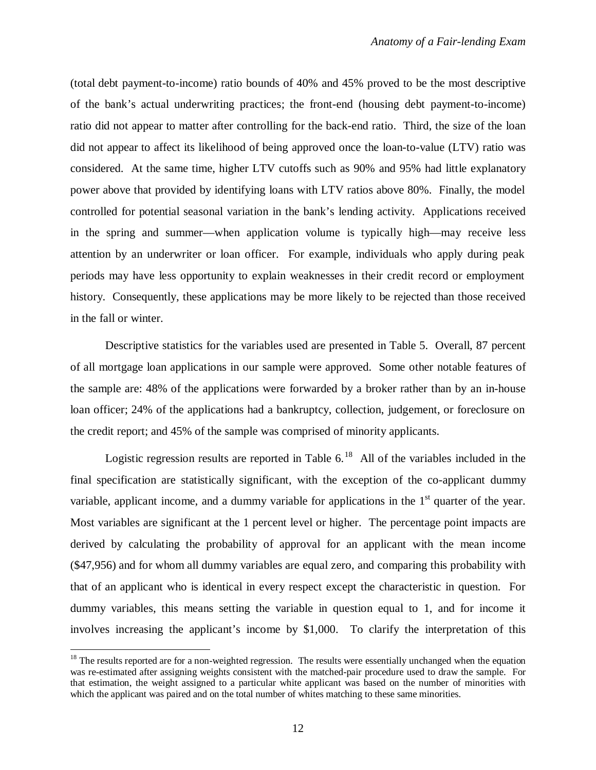(total debt payment-to-income) ratio bounds of 40% and 45% proved to be the most descriptive of the bank's actual underwriting practices; the front-end (housing debt payment-to-income) ratio did not appear to matter after controlling for the back-end ratio. Third, the size of the loan did not appear to affect its likelihood of being approved once the loan-to-value (LTV) ratio was considered. At the same time, higher LTV cutoffs such as 90% and 95% had little explanatory power above that provided by identifying loans with LTV ratios above 80%. Finally, the model controlled for potential seasonal variation in the bank's lending activity. Applications received in the spring and summer—when application volume is typically high—may receive less attention by an underwriter or loan officer. For example, individuals who apply during peak periods may have less opportunity to explain weaknesses in their credit record or employment history. Consequently, these applications may be more likely to be rejected than those received in the fall or winter.

Descriptive statistics for the variables used are presented in Table 5. Overall, 87 percent of all mortgage loan applications in our sample were approved. Some other notable features of the sample are: 48% of the applications were forwarded by a broker rather than by an in-house loan officer; 24% of the applications had a bankruptcy, collection, judgement, or foreclosure on the credit report; and 45% of the sample was comprised of minority applicants.

Logistic regression results are reported in Table 6.[18] All of the variables included in the final specification are statistically significant, with the exception of the co-applicant dummy variable, applicant income, and a dummy variable for applications in the 1st quarter of the year. Most variables are significant at the 1 percent level or higher. The percentage point impacts are derived by calculating the probability of approval for an applicant with the mean income ($47,956) and for whom all dummy variables are equal zero, and comparing this probability with that of an applicant who is identical in every respect except the characteristic in question. For dummy variables, this means setting the variable in question equal to 1, and for income it involves increasing the applicant's income by $1,000. To clarify the interpretation of this

[18] The results reported are for a non-weighted regression. The results were essentially unchanged when the equation was re-estimated after assigning weights consistent with the matched-pair procedure used to draw the sample. For that estimation, the weight assigned to a particular white applicant was based on the number of minorities with which the applicant was paired and on the total number of whites matching to these same minorities.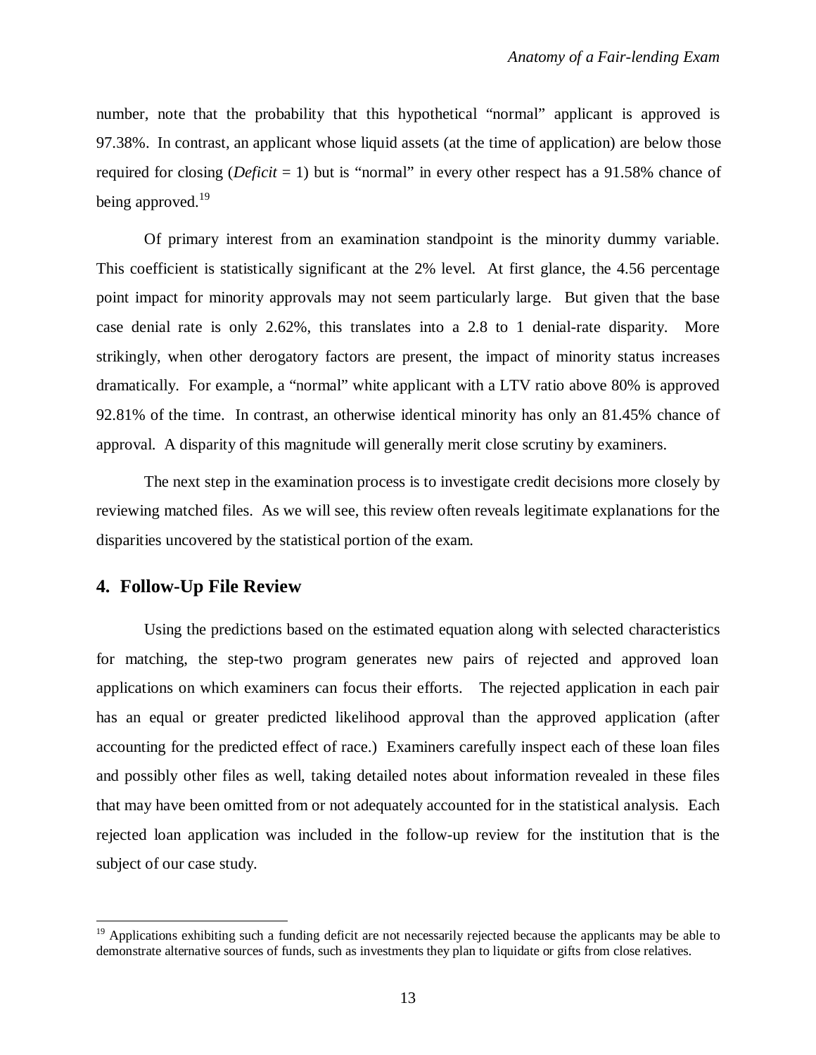number, note that the probability that this hypothetical "normal" applicant is approved is 97.38%. In contrast, an applicant whose liquid assets (at the time of application) are below those required for closing (*Deficit* = 1) but is "normal" in every other respect has a 91.58% chance of being approved.[19]

Of primary interest from an examination standpoint is the minority dummy variable. This coefficient is statistically significant at the 2% level. At first glance, the 4.56 percentage point impact for minority approvals may not seem particularly large. But given that the base case denial rate is only 2.62%, this translates into a 2.8 to 1 denial-rate disparity. More strikingly, when other derogatory factors are present, the impact of minority status increases dramatically. For example, a "normal" white applicant with a LTV ratio above 80% is approved 92.81% of the time. In contrast, an otherwise identical minority has only an 81.45% chance of approval. A disparity of this magnitude will generally merit close scrutiny by examiners.

The next step in the examination process is to investigate credit decisions more closely by reviewing matched files. As we will see, this review often reveals legitimate explanations for the disparities uncovered by the statistical portion of the exam.

## 4. Follow-Up File Review

Using the predictions based on the estimated equation along with selected characteristics for matching, the step-two program generates new pairs of rejected and approved loan applications on which examiners can focus their efforts. The rejected application in each pair has an equal or greater predicted likelihood approval than the approved application (after accounting for the predicted effect of race.) Examiners carefully inspect each of these loan files and possibly other files as well, taking detailed notes about information revealed in these files that may have been omitted from or not adequately accounted for in the statistical analysis. Each rejected loan application was included in the follow-up review for the institution that is the subject of our case study.

---

[19] Applications exhibiting such a funding deficit are not necessarily rejected because the applicants may be able to demonstrate alternative sources of funds, such as investments they plan to liquidate or gifts from close relatives.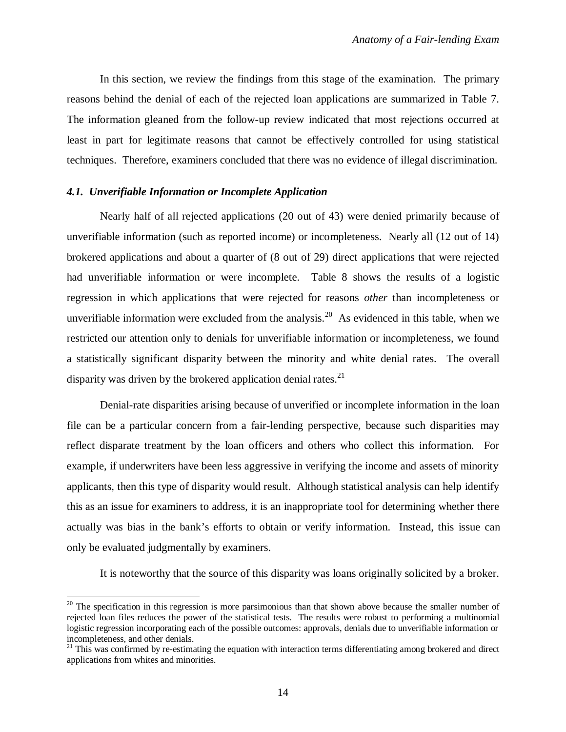In this section, we review the findings from this stage of the examination. The primary reasons behind the denial of each of the rejected loan applications are summarized in Table 7. The information gleaned from the follow-up review indicated that most rejections occurred at least in part for legitimate reasons that cannot be effectively controlled for using statistical techniques. Therefore, examiners concluded that there was no evidence of illegal discrimination.

### *4.1. Unverifiable Information or Incomplete Application*

Nearly half of all rejected applications (20 out of 43) were denied primarily because of unverifiable information (such as reported income) or incompleteness. Nearly all (12 out of 14) brokered applications and about a quarter of (8 out of 29) direct applications that were rejected had unverifiable information or were incomplete. Table 8 shows the results of a logistic regression in which applications that were rejected for reasons *other* than incompleteness or unverifiable information were excluded from the analysis.[20] As evidenced in this table, when we restricted our attention only to denials for unverifiable information or incompleteness, we found a statistically significant disparity between the minority and white denial rates. The overall disparity was driven by the brokered application denial rates.[21]

Denial-rate disparities arising because of unverified or incomplete information in the loan file can be a particular concern from a fair-lending perspective, because such disparities may reflect disparate treatment by the loan officers and others who collect this information. For example, if underwriters have been less aggressive in verifying the income and assets of minority applicants, then this type of disparity would result. Although statistical analysis can help identify this as an issue for examiners to address, it is an inappropriate tool for determining whether there actually was bias in the bank's efforts to obtain or verify information. Instead, this issue can only be evaluated judgmentally by examiners.

It is noteworthy that the source of this disparity was loans originally solicited by a broker.

---

[20] The specification in this regression is more parsimonious than that shown above because the smaller number of rejected loan files reduces the power of the statistical tests. The results were robust to performing a multinomial logistic regression incorporating each of the possible outcomes: approvals, denials due to unverifiable information or incompleteness, and other denials.

[21] This was confirmed by re-estimating the equation with interaction terms differentiating among brokered and direct applications from whites and minorities.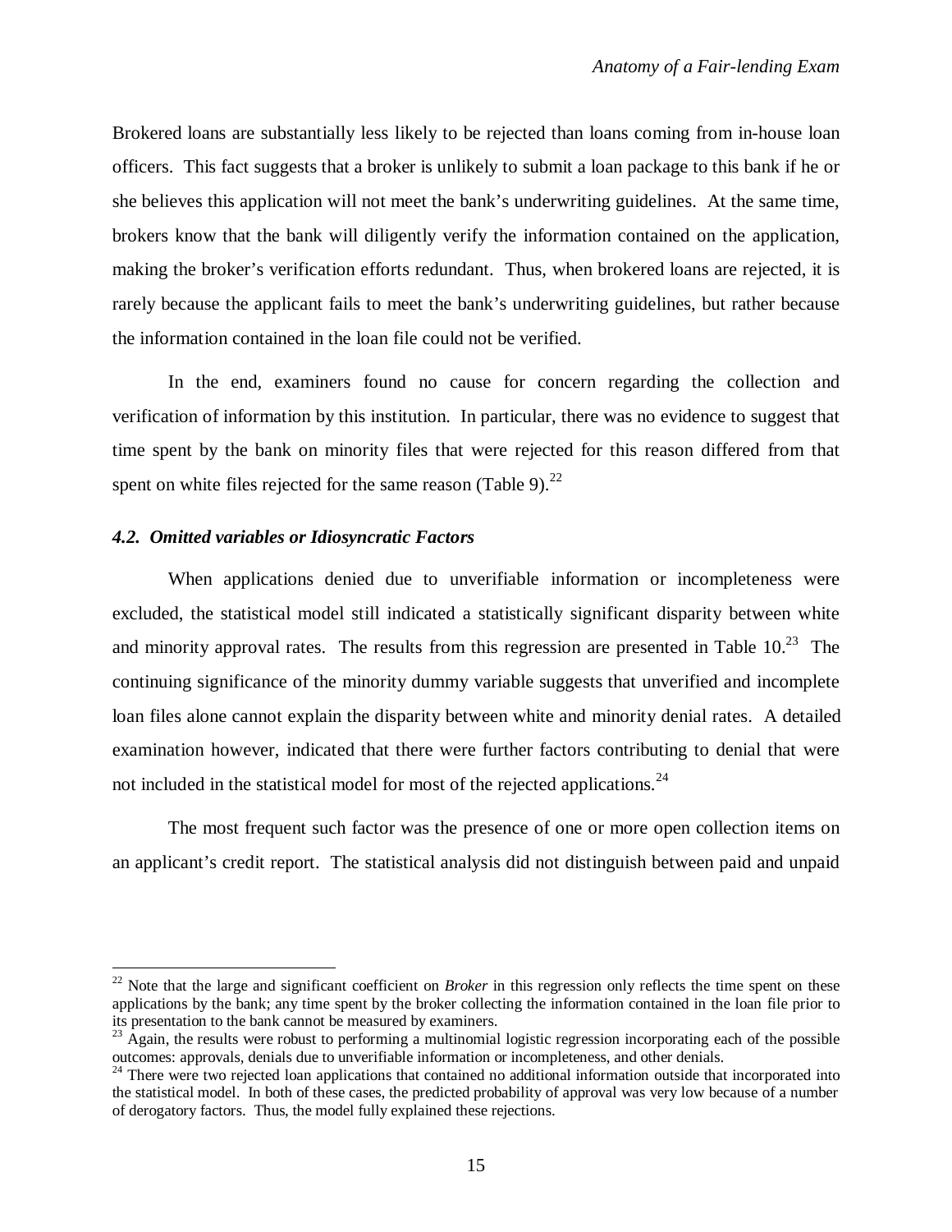Brokered loans are substantially less likely to be rejected than loans coming from in-house loan officers. This fact suggests that a broker is unlikely to submit a loan package to this bank if he or she believes this application will not meet the bank's underwriting guidelines. At the same time, brokers know that the bank will diligently verify the information contained on the application, making the broker's verification efforts redundant. Thus, when brokered loans are rejected, it is rarely because the applicant fails to meet the bank's underwriting guidelines, but rather because the information contained in the loan file could not be verified.

In the end, examiners found no cause for concern regarding the collection and verification of information by this institution. In particular, there was no evidence to suggest that time spent by the bank on minority files that were rejected for this reason differed from that spent on white files rejected for the same reason (Table 9).[22]

### *4.2. Omitted variables or Idiosyncratic Factors*

When applications denied due to unverifiable information or incompleteness were excluded, the statistical model still indicated a statistically significant disparity between white and minority approval rates. The results from this regression are presented in Table 10.[23] The continuing significance of the minority dummy variable suggests that unverified and incomplete loan files alone cannot explain the disparity between white and minority denial rates. A detailed examination however, indicated that there were further factors contributing to denial that were not included in the statistical model for most of the rejected applications.[24]

The most frequent such factor was the presence of one or more open collection items on an applicant's credit report. The statistical analysis did not distinguish between paid and unpaid

---

[22] Note that the large and significant coefficient on *Broker* in this regression only reflects the time spent on these applications by the bank; any time spent by the broker collecting the information contained in the loan file prior to its presentation to the bank cannot be measured by examiners.

[23] Again, the results were robust to performing a multinomial logistic regression incorporating each of the possible outcomes: approvals, denials due to unverifiable information or incompleteness, and other denials.

[24] There were two rejected loan applications that contained no additional information outside that incorporated into the statistical model. In both of these cases, the predicted probability of approval was very low because of a number of derogatory factors. Thus, the model fully explained these rejections.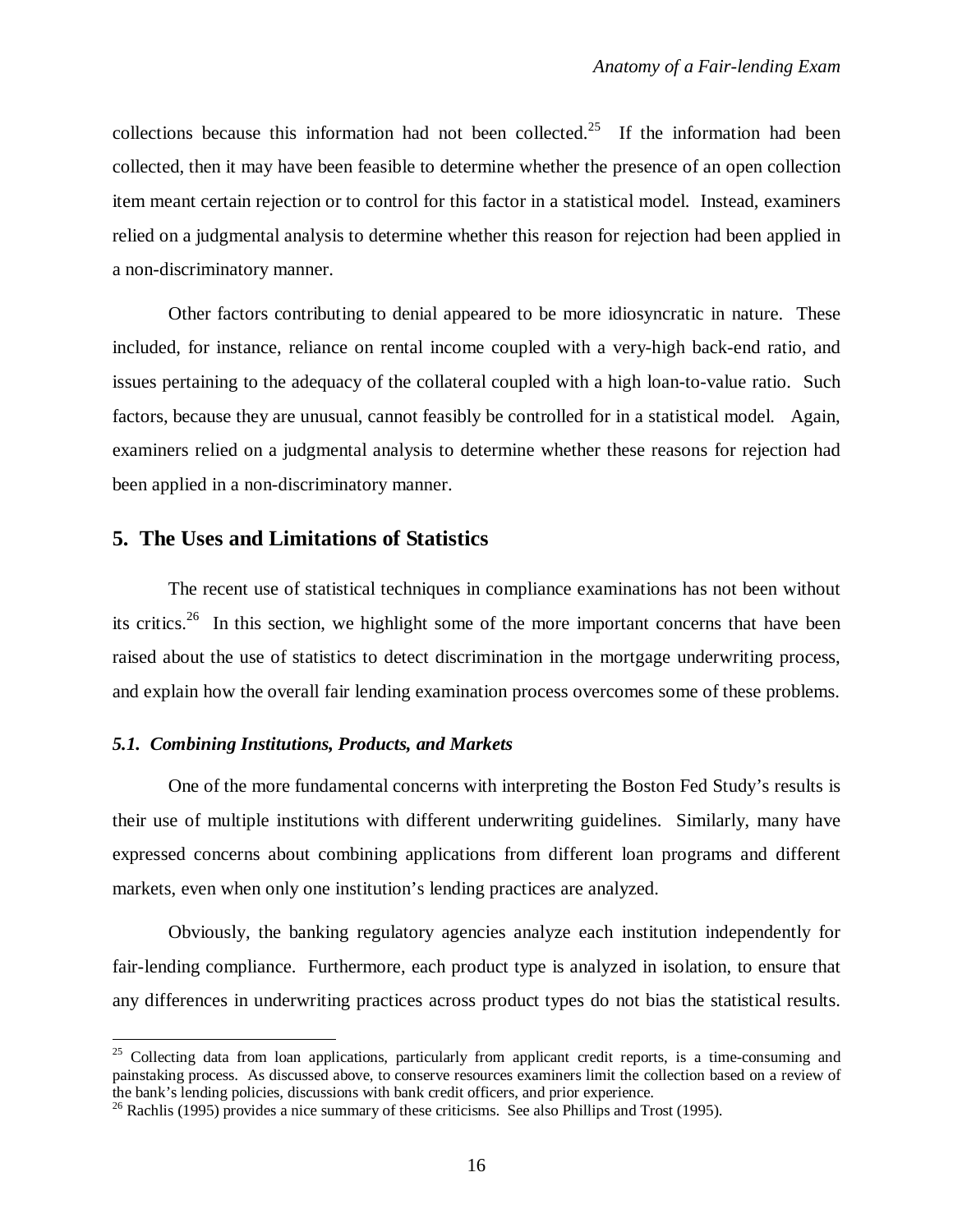collections because this information had not been collected.[25] If the information had been collected, then it may have been feasible to determine whether the presence of an open collection item meant certain rejection or to control for this factor in a statistical model. Instead, examiners relied on a judgmental analysis to determine whether this reason for rejection had been applied in a non-discriminatory manner.

Other factors contributing to denial appeared to be more idiosyncratic in nature. These included, for instance, reliance on rental income coupled with a very-high back-end ratio, and issues pertaining to the adequacy of the collateral coupled with a high loan-to-value ratio. Such factors, because they are unusual, cannot feasibly be controlled for in a statistical model. Again, examiners relied on a judgmental analysis to determine whether these reasons for rejection had been applied in a non-discriminatory manner.

## 5. The Uses and Limitations of Statistics

The recent use of statistical techniques in compliance examinations has not been without its critics.[26] In this section, we highlight some of the more important concerns that have been raised about the use of statistics to detect discrimination in the mortgage underwriting process, and explain how the overall fair lending examination process overcomes some of these problems.

### *5.1. Combining Institutions, Products, and Markets*

One of the more fundamental concerns with interpreting the Boston Fed Study's results is their use of multiple institutions with different underwriting guidelines. Similarly, many have expressed concerns about combining applications from different loan programs and different markets, even when only one institution's lending practices are analyzed.

Obviously, the banking regulatory agencies analyze each institution independently for fair-lending compliance. Furthermore, each product type is analyzed in isolation, to ensure that any differences in underwriting practices across product types do not bias the statistical results.

---

[25] Collecting data from loan applications, particularly from applicant credit reports, is a time-consuming and painstaking process. As discussed above, to conserve resources examiners limit the collection based on a review of the bank's lending policies, discussions with bank credit officers, and prior experience.

[26] Rachlis (1995) provides a nice summary of these criticisms. See also Phillips and Trost (1995).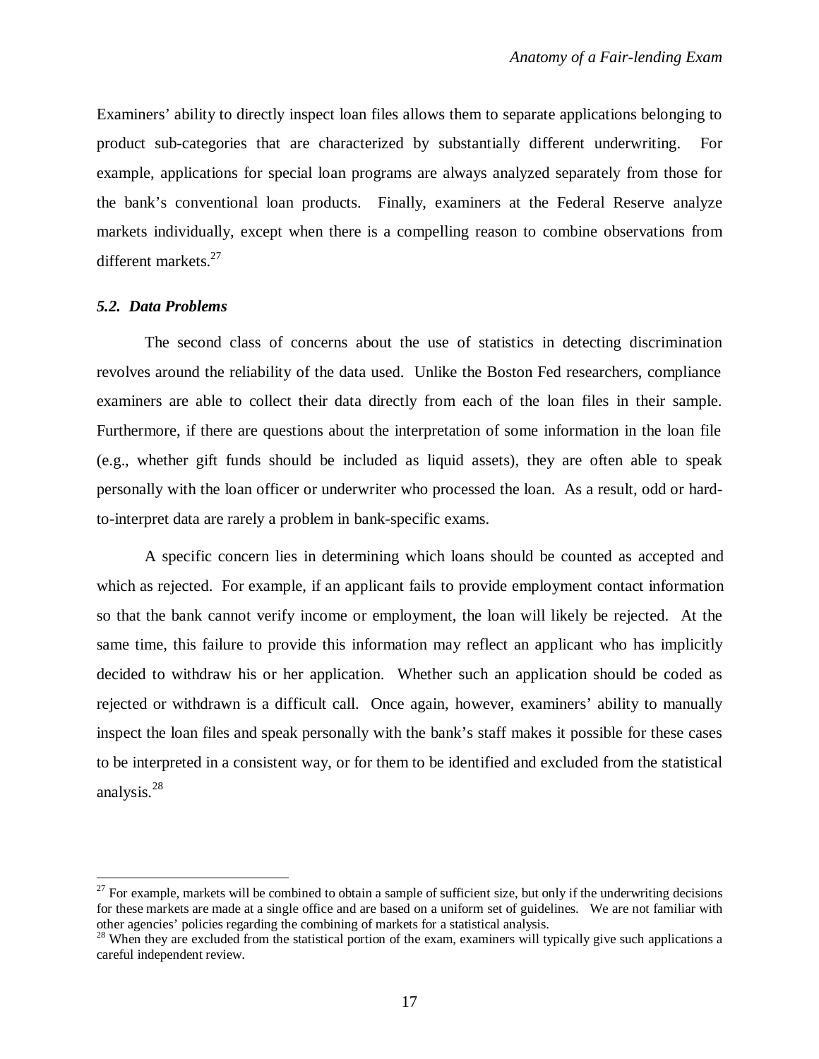Examiners' ability to directly inspect loan files allows them to separate applications belonging to product sub-categories that are characterized by substantially different underwriting. For example, applications for special loan programs are always analyzed separately from those for the bank's conventional loan products. Finally, examiners at the Federal Reserve analyze markets individually, except when there is a compelling reason to combine observations from different markets.[27]

### *5.2. Data Problems*

The second class of concerns about the use of statistics in detecting discrimination revolves around the reliability of the data used. Unlike the Boston Fed researchers, compliance examiners are able to collect their data directly from each of the loan files in their sample. Furthermore, if there are questions about the interpretation of some information in the loan file (e.g., whether gift funds should be included as liquid assets), they are often able to speak personally with the loan officer or underwriter who processed the loan. As a result, odd or hard-to-interpret data are rarely a problem in bank-specific exams.

A specific concern lies in determining which loans should be counted as accepted and which as rejected. For example, if an applicant fails to provide employment contact information so that the bank cannot verify income or employment, the loan will likely be rejected. At the same time, this failure to provide this information may reflect an applicant who has implicitly decided to withdraw his or her application. Whether such an application should be coded as rejected or withdrawn is a difficult call. Once again, however, examiners' ability to manually inspect the loan files and speak personally with the bank's staff makes it possible for these cases to be interpreted in a consistent way, or for them to be identified and excluded from the statistical analysis.[28]

---

[27] For example, markets will be combined to obtain a sample of sufficient size, but only if the underwriting decisions for these markets are made at a single office and are based on a uniform set of guidelines. We are not familiar with other agencies' policies regarding the combining of markets for a statistical analysis.

[28] When they are excluded from the statistical portion of the exam, examiners will typically give such applications a careful independent review.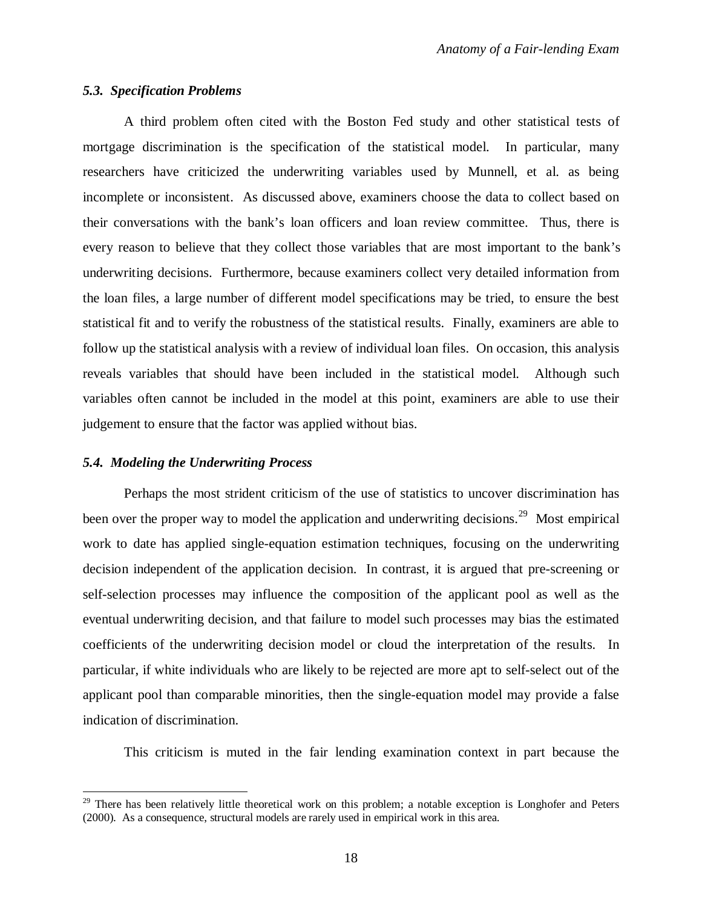### *5.3. Specification Problems*

A third problem often cited with the Boston Fed study and other statistical tests of mortgage discrimination is the specification of the statistical model. In particular, many researchers have criticized the underwriting variables used by Munnell, et al. as being incomplete or inconsistent. As discussed above, examiners choose the data to collect based on their conversations with the bank's loan officers and loan review committee. Thus, there is every reason to believe that they collect those variables that are most important to the bank's underwriting decisions. Furthermore, because examiners collect very detailed information from the loan files, a large number of different model specifications may be tried, to ensure the best statistical fit and to verify the robustness of the statistical results. Finally, examiners are able to follow up the statistical analysis with a review of individual loan files. On occasion, this analysis reveals variables that should have been included in the statistical model. Although such variables often cannot be included in the model at this point, examiners are able to use their judgement to ensure that the factor was applied without bias.

### *5.4. Modeling the Underwriting Process*

Perhaps the most strident criticism of the use of statistics to uncover discrimination has been over the proper way to model the application and underwriting decisions.[29] Most empirical work to date has applied single-equation estimation techniques, focusing on the underwriting decision independent of the application decision. In contrast, it is argued that pre-screening or self-selection processes may influence the composition of the applicant pool as well as the eventual underwriting decision, and that failure to model such processes may bias the estimated coefficients of the underwriting decision model or cloud the interpretation of the results. In particular, if white individuals who are likely to be rejected are more apt to self-select out of the applicant pool than comparable minorities, then the single-equation model may provide a false indication of discrimination.

This criticism is muted in the fair lending examination context in part because the

[29] There has been relatively little theoretical work on this problem; a notable exception is Longhofer and Peters (2000). As a consequence, structural models are rarely used in empirical work in this area.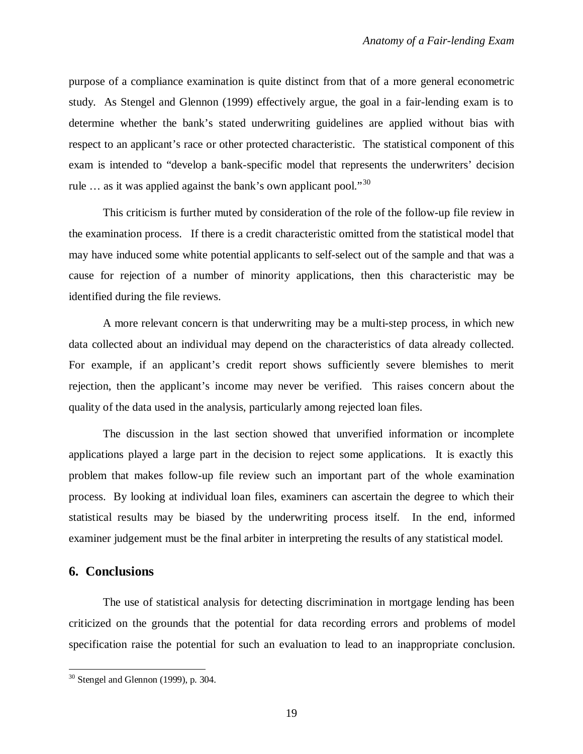purpose of a compliance examination is quite distinct from that of a more general econometric study. As Stengel and Glennon (1999) effectively argue, the goal in a fair-lending exam is to determine whether the bank's stated underwriting guidelines are applied without bias with respect to an applicant's race or other protected characteristic. The statistical component of this exam is intended to "develop a bank-specific model that represents the underwriters' decision rule … as it was applied against the bank's own applicant pool."[30]

This criticism is further muted by consideration of the role of the follow-up file review in the examination process. If there is a credit characteristic omitted from the statistical model that may have induced some white potential applicants to self-select out of the sample and that was a cause for rejection of a number of minority applications, then this characteristic may be identified during the file reviews.

A more relevant concern is that underwriting may be a multi-step process, in which new data collected about an individual may depend on the characteristics of data already collected. For example, if an applicant's credit report shows sufficiently severe blemishes to merit rejection, then the applicant's income may never be verified. This raises concern about the quality of the data used in the analysis, particularly among rejected loan files.

The discussion in the last section showed that unverified information or incomplete applications played a large part in the decision to reject some applications. It is exactly this problem that makes follow-up file review such an important part of the whole examination process. By looking at individual loan files, examiners can ascertain the degree to which their statistical results may be biased by the underwriting process itself. In the end, informed examiner judgement must be the final arbiter in interpreting the results of any statistical model.

## 6. Conclusions

The use of statistical analysis for detecting discrimination in mortgage lending has been criticized on the grounds that the potential for data recording errors and problems of model specification raise the potential for such an evaluation to lead to an inappropriate conclusion.

---

[30] Stengel and Glennon (1999), p. 304.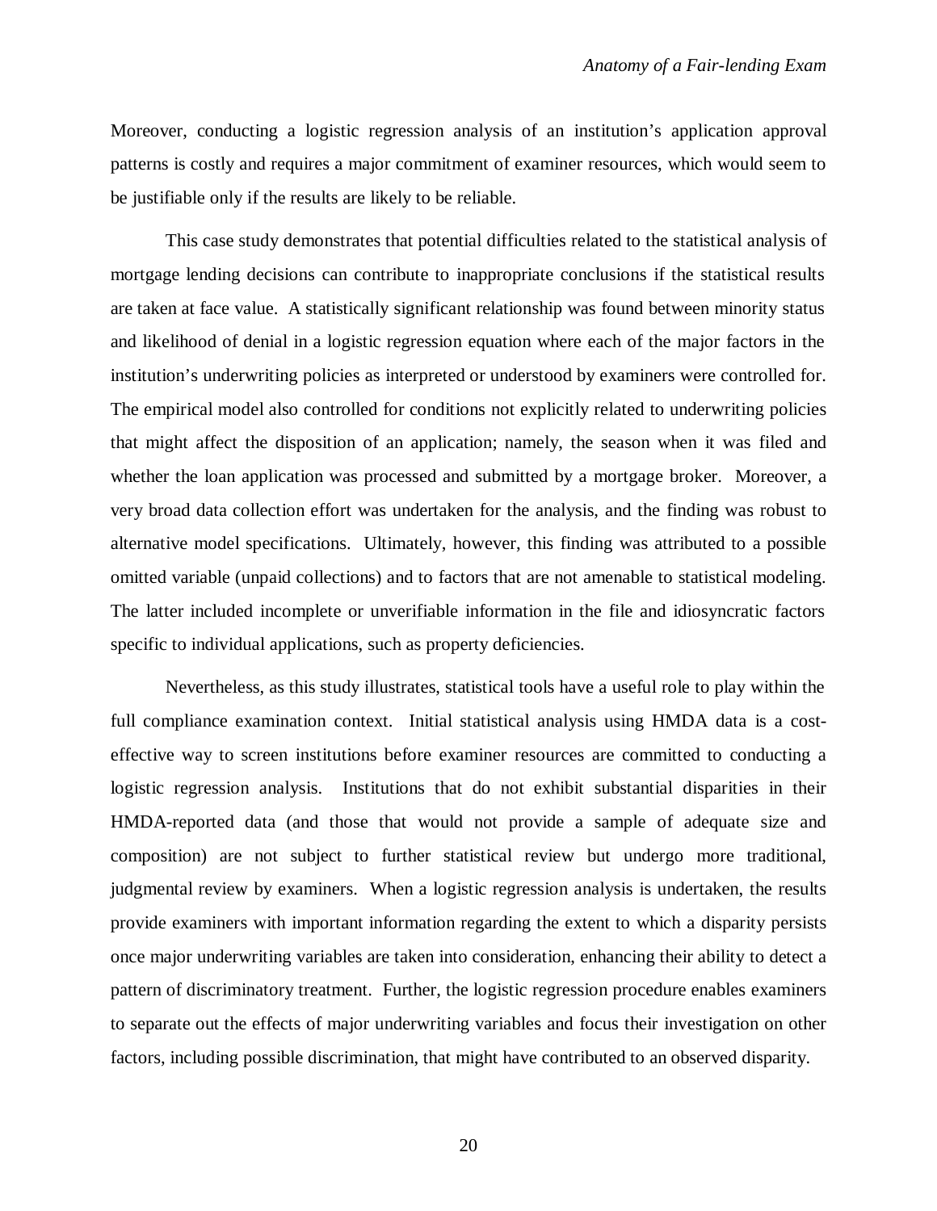Moreover, conducting a logistic regression analysis of an institution's application approval patterns is costly and requires a major commitment of examiner resources, which would seem to be justifiable only if the results are likely to be reliable.

This case study demonstrates that potential difficulties related to the statistical analysis of mortgage lending decisions can contribute to inappropriate conclusions if the statistical results are taken at face value. A statistically significant relationship was found between minority status and likelihood of denial in a logistic regression equation where each of the major factors in the institution's underwriting policies as interpreted or understood by examiners were controlled for. The empirical model also controlled for conditions not explicitly related to underwriting policies that might affect the disposition of an application; namely, the season when it was filed and whether the loan application was processed and submitted by a mortgage broker. Moreover, a very broad data collection effort was undertaken for the analysis, and the finding was robust to alternative model specifications. Ultimately, however, this finding was attributed to a possible omitted variable (unpaid collections) and to factors that are not amenable to statistical modeling. The latter included incomplete or unverifiable information in the file and idiosyncratic factors specific to individual applications, such as property deficiencies.

Nevertheless, as this study illustrates, statistical tools have a useful role to play within the full compliance examination context. Initial statistical analysis using HMDA data is a cost-effective way to screen institutions before examiner resources are committed to conducting a logistic regression analysis. Institutions that do not exhibit substantial disparities in their HMDA-reported data (and those that would not provide a sample of adequate size and composition) are not subject to further statistical review but undergo more traditional, judgmental review by examiners. When a logistic regression analysis is undertaken, the results provide examiners with important information regarding the extent to which a disparity persists once major underwriting variables are taken into consideration, enhancing their ability to detect a pattern of discriminatory treatment. Further, the logistic regression procedure enables examiners to separate out the effects of major underwriting variables and focus their investigation on other factors, including possible discrimination, that might have contributed to an observed disparity.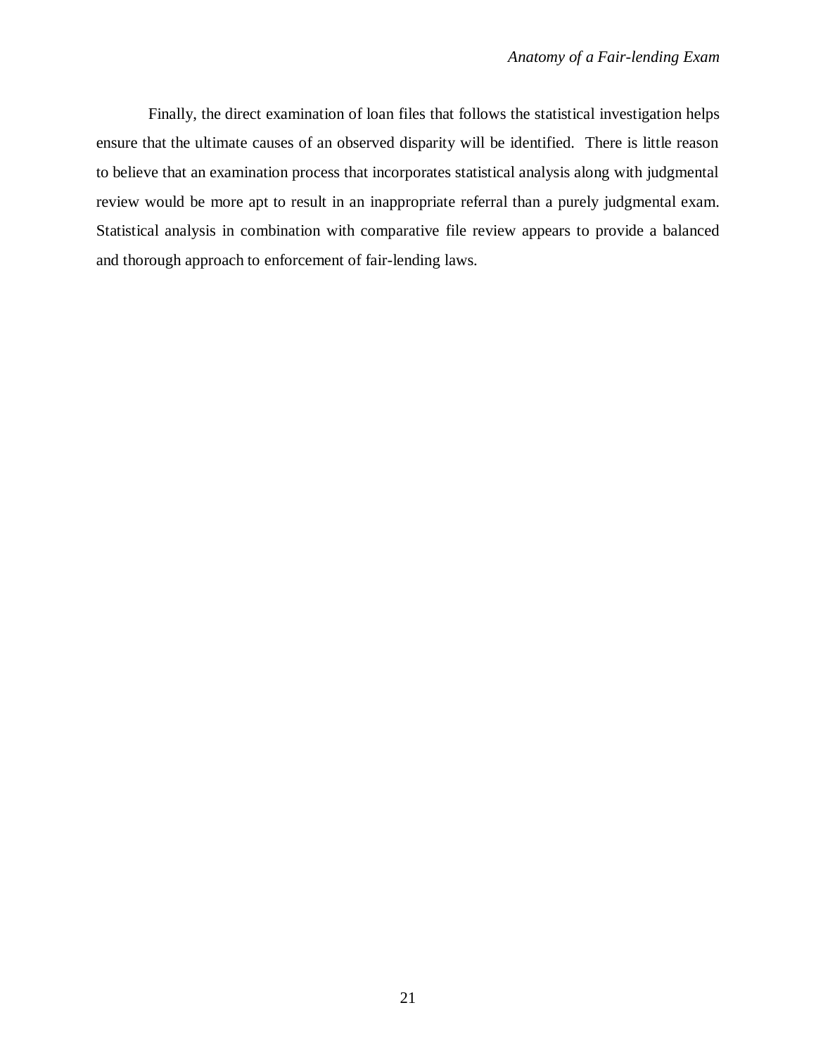Finally, the direct examination of loan files that follows the statistical investigation helps ensure that the ultimate causes of an observed disparity will be identified. There is little reason to believe that an examination process that incorporates statistical analysis along with judgmental review would be more apt to result in an inappropriate referral than a purely judgmental exam. Statistical analysis in combination with comparative file review appears to provide a balanced and thorough approach to enforcement of fair-lending laws.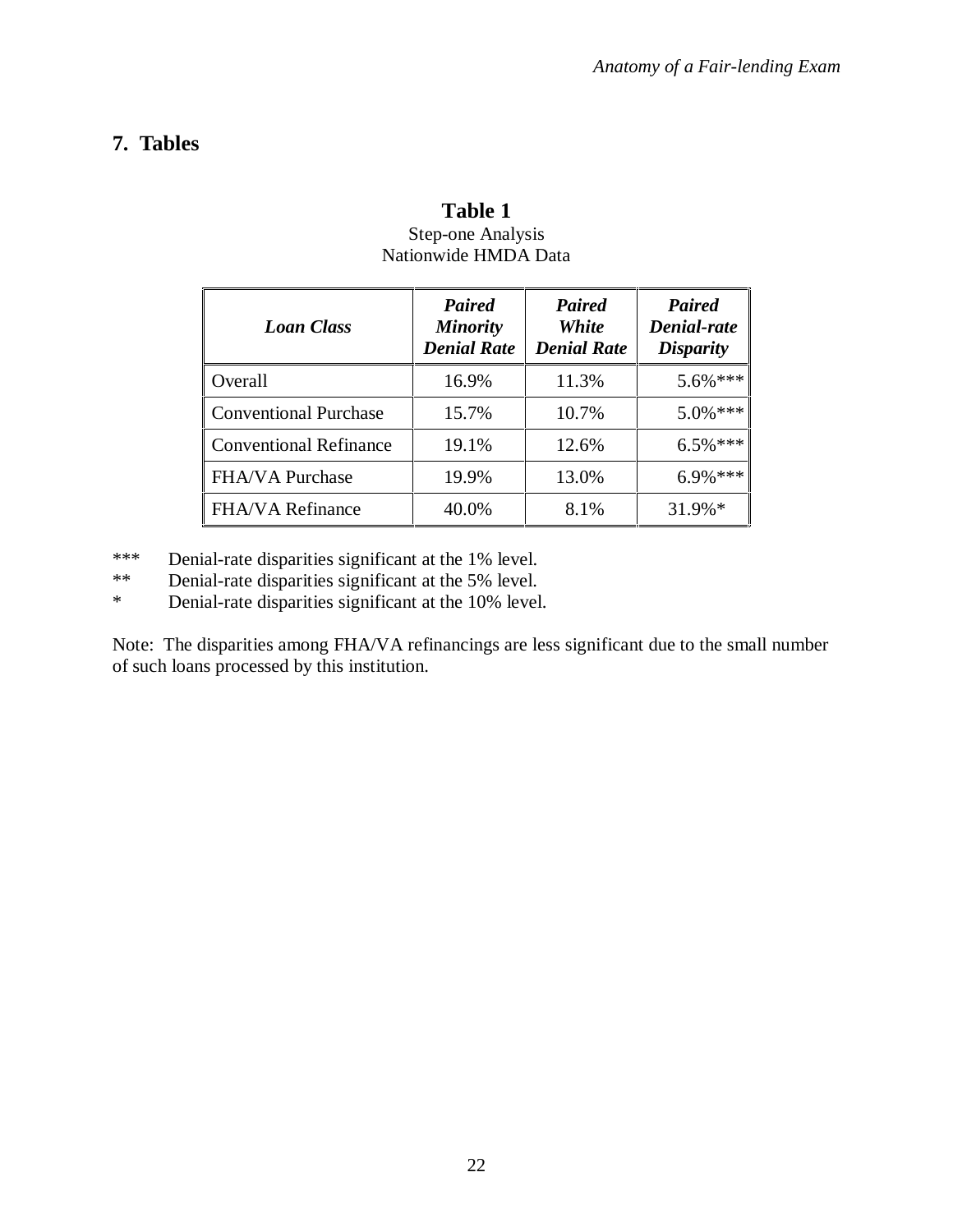## 7. Tables

**Table 1**
Step-one Analysis
Nationwide HMDA Data

| ***Loan Class*** | ***Paired Minority Denial Rate*** | ***Paired White Denial Rate*** | ***Paired Denial-rate Disparity*** |
|---|---|---|---|
| Overall | 16.9% | 11.3% | 5.6%*** |
| Conventional Purchase | 15.7% | 10.7% | 5.0%*** |
| Conventional Refinance | 19.1% | 12.6% | 6.5%*** |
| FHA/VA Purchase | 19.9% | 13.0% | 6.9%*** |
| FHA/VA Refinance | 40.0% | 8.1% | 31.9%* |

\*\*\* Denial-rate disparities significant at the 1% level.
\*\* Denial-rate disparities significant at the 5% level.
\* Denial-rate disparities significant at the 10% level.

Note: The disparities among FHA/VA refinancings are less significant due to the small number of such loans processed by this institution.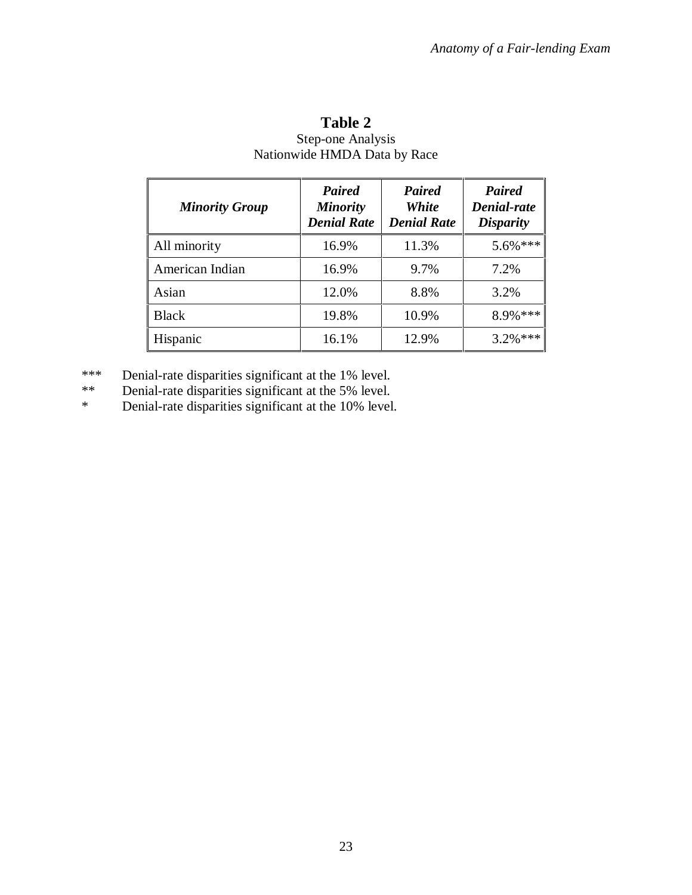**Table 2**
Step-one Analysis
Nationwide HMDA Data by Race

| ***Minority Group*** | ***Paired Minority Denial Rate*** | ***Paired White Denial Rate*** | ***Paired Denial-rate Disparity*** |
|---|---|---|---|
| All minority | 16.9% | 11.3% | 5.6%*** |
| American Indian | 16.9% | 9.7% | 7.2% |
| Asian | 12.0% | 8.8% | 3.2% |
| Black | 19.8% | 10.9% | 8.9%*** |
| Hispanic | 16.1% | 12.9% | 3.2%*** |

*** Denial-rate disparities significant at the 1% level.
** Denial-rate disparities significant at the 5% level.
* Denial-rate disparities significant at the 10% level.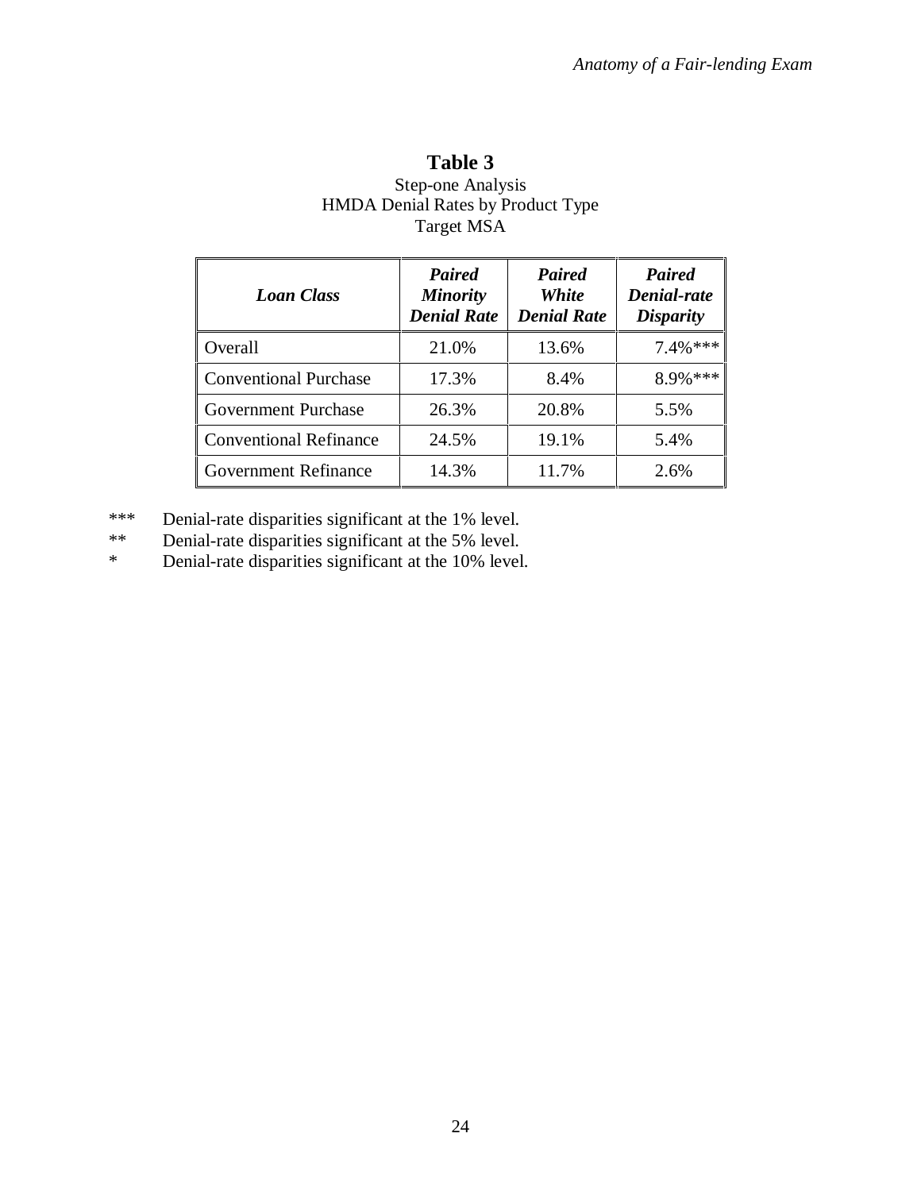**Table 3**

Step-one Analysis
HMDA Denial Rates by Product Type
Target MSA

| *Loan Class* | *Paired Minority Denial Rate* | *Paired White Denial Rate* | *Paired Denial-rate Disparity* |
|---|---|---|---|
| Overall | 21.0% | 13.6% | 7.4%*** |
| Conventional Purchase | 17.3% | 8.4% | 8.9%*** |
| Government Purchase | 26.3% | 20.8% | 5.5% |
| Conventional Refinance | 24.5% | 19.1% | 5.4% |
| Government Refinance | 14.3% | 11.7% | 2.6% |

*** Denial-rate disparities significant at the 1% level.
** Denial-rate disparities significant at the 5% level.
* Denial-rate disparities significant at the 10% level.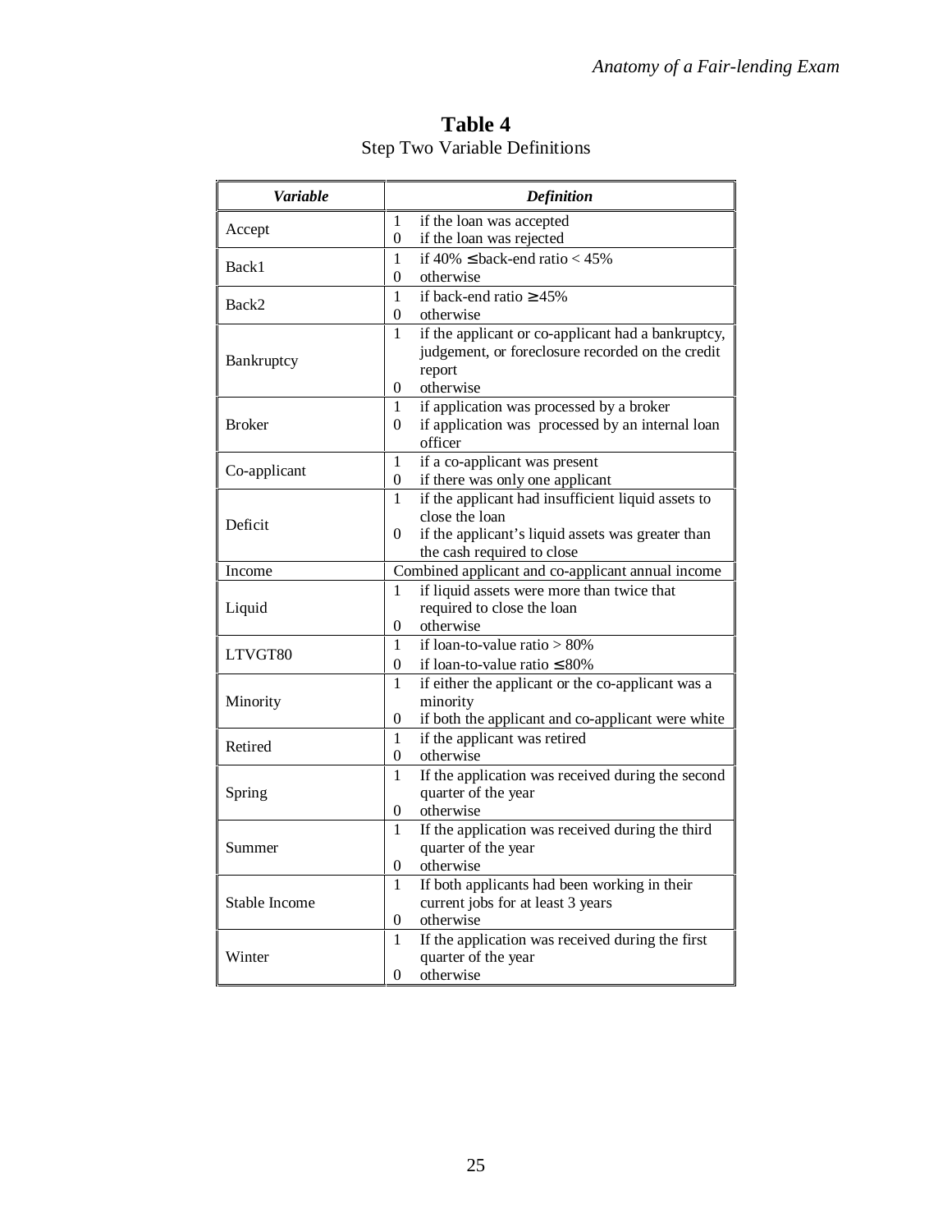**Table 4**
Step Two Variable Definitions

| *Variable* | *Definition* |
|---|---|
| Accept | 1 if the loan was accepted<br>0 if the loan was rejected |
| Back1 | 1 if 40% ≤ back-end ratio < 45%<br>0 otherwise |
| Back2 | 1 if back-end ratio ≥ 45%<br>0 otherwise |
| Bankruptcy | 1 if the applicant or co-applicant had a bankruptcy, judgement, or foreclosure recorded on the credit report<br>0 otherwise |
| Broker | 1 if application was processed by a broker<br>0 if application was processed by an internal loan officer |
| Co-applicant | 1 if a co-applicant was present<br>0 if there was only one applicant |
| Deficit | 1 if the applicant had insufficient liquid assets to close the loan<br>0 if the applicant's liquid assets was greater than the cash required to close |
| Income | Combined applicant and co-applicant annual income |
| Liquid | 1 if liquid assets were more than twice that required to close the loan<br>0 otherwise |
| LTVGT80 | 1 if loan-to-value ratio > 80%<br>0 if loan-to-value ratio ≤ 80% |
| Minority | 1 if either the applicant or the co-applicant was a minority<br>0 if both the applicant and co-applicant were white |
| Retired | 1 if the applicant was retired<br>0 otherwise |
| Spring | 1 If the application was received during the second quarter of the year<br>0 otherwise |
| Summer | 1 If the application was received during the third quarter of the year<br>0 otherwise |
| Stable Income | 1 If both applicants had been working in their current jobs for at least 3 years<br>0 otherwise |
| Winter | 1 If the application was received during the first quarter of the year<br>0 otherwise |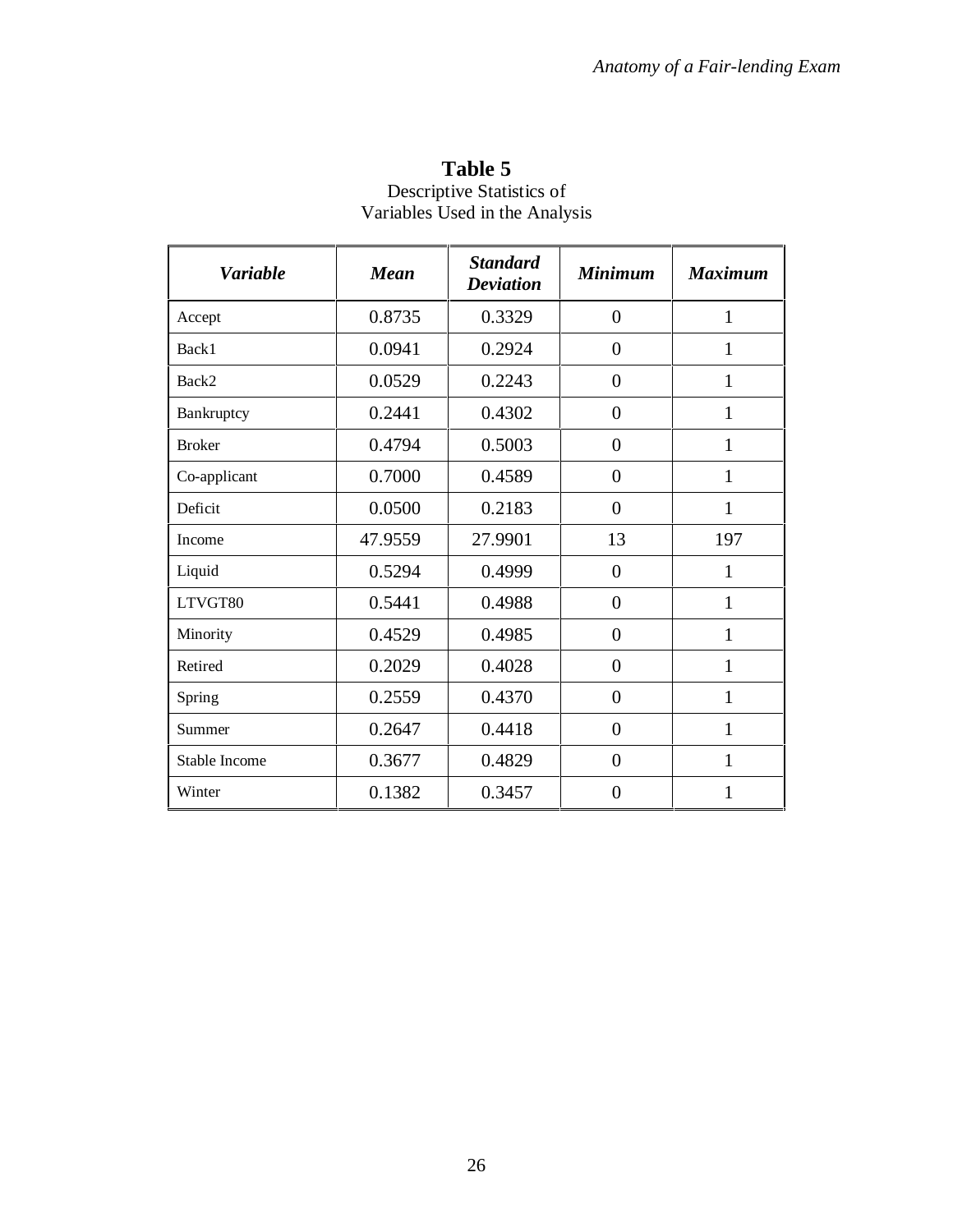**Table 5**

Descriptive Statistics of
Variables Used in the Analysis

| *Variable* | *Mean* | *Standard Deviation* | *Minimum* | *Maximum* |
|---|---|---|---|---|
| Accept | 0.8735 | 0.3329 | 0 | 1 |
| Back1 | 0.0941 | 0.2924 | 0 | 1 |
| Back2 | 0.0529 | 0.2243 | 0 | 1 |
| Bankruptcy | 0.2441 | 0.4302 | 0 | 1 |
| Broker | 0.4794 | 0.5003 | 0 | 1 |
| Co-applicant | 0.7000 | 0.4589 | 0 | 1 |
| Deficit | 0.0500 | 0.2183 | 0 | 1 |
| Income | 47.9559 | 27.9901 | 13 | 197 |
| Liquid | 0.5294 | 0.4999 | 0 | 1 |
| LTVGT80 | 0.5441 | 0.4988 | 0 | 1 |
| Minority | 0.4529 | 0.4985 | 0 | 1 |
| Retired | 0.2029 | 0.4028 | 0 | 1 |
| Spring | 0.2559 | 0.4370 | 0 | 1 |
| Summer | 0.2647 | 0.4418 | 0 | 1 |
| Stable Income | 0.3677 | 0.4829 | 0 | 1 |
| Winter | 0.1382 | 0.3457 | 0 | 1 |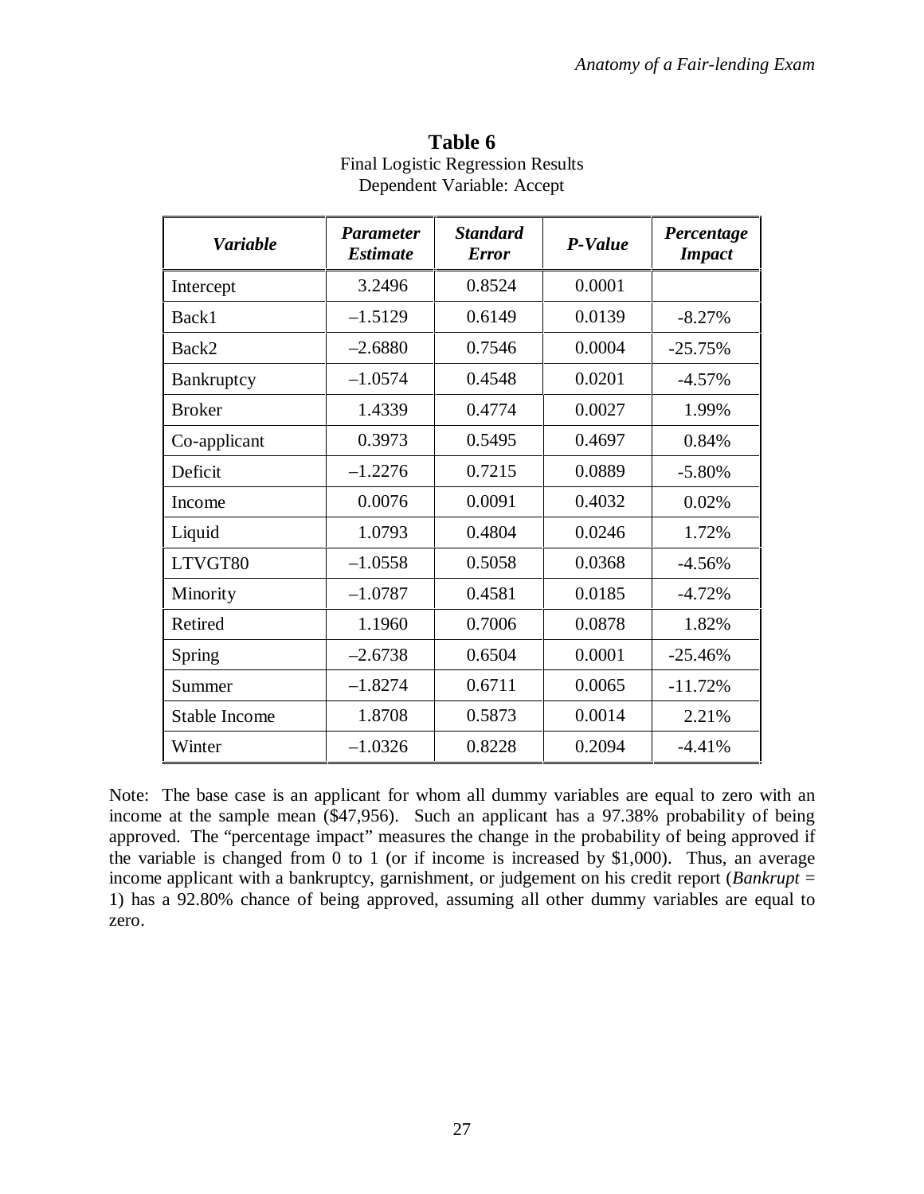**Table 6**
Final Logistic Regression Results
Dependent Variable: Accept

| *Variable* | *Parameter Estimate* | *Standard Error* | *P-Value* | *Percentage Impact* |
|---|---|---|---|---|
| Intercept | 3.2496 | 0.8524 | 0.0001 | |
| Back1 | –1.5129 | 0.6149 | 0.0139 | -8.27% |
| Back2 | –2.6880 | 0.7546 | 0.0004 | -25.75% |
| Bankruptcy | –1.0574 | 0.4548 | 0.0201 | -4.57% |
| Broker | 1.4339 | 0.4774 | 0.0027 | 1.99% |
| Co-applicant | 0.3973 | 0.5495 | 0.4697 | 0.84% |
| Deficit | –1.2276 | 0.7215 | 0.0889 | -5.80% |
| Income | 0.0076 | 0.0091 | 0.4032 | 0.02% |
| Liquid | 1.0793 | 0.4804 | 0.0246 | 1.72% |
| LTVGT80 | –1.0558 | 0.5058 | 0.0368 | -4.56% |
| Minority | –1.0787 | 0.4581 | 0.0185 | -4.72% |
| Retired | 1.1960 | 0.7006 | 0.0878 | 1.82% |
| Spring | –2.6738 | 0.6504 | 0.0001 | -25.46% |
| Summer | –1.8274 | 0.6711 | 0.0065 | -11.72% |
| Stable Income | 1.8708 | 0.5873 | 0.0014 | 2.21% |
| Winter | –1.0326 | 0.8228 | 0.2094 | -4.41% |

Note: The base case is an applicant for whom all dummy variables are equal to zero with an income at the sample mean ($47,956). Such an applicant has a 97.38% probability of being approved. The "percentage impact" measures the change in the probability of being approved if the variable is changed from 0 to 1 (or if income is increased by $1,000). Thus, an average income applicant with a bankruptcy, garnishment, or judgement on his credit report (*Bankrupt* = 1) has a 92.80% chance of being approved, assuming all other dummy variables are equal to zero.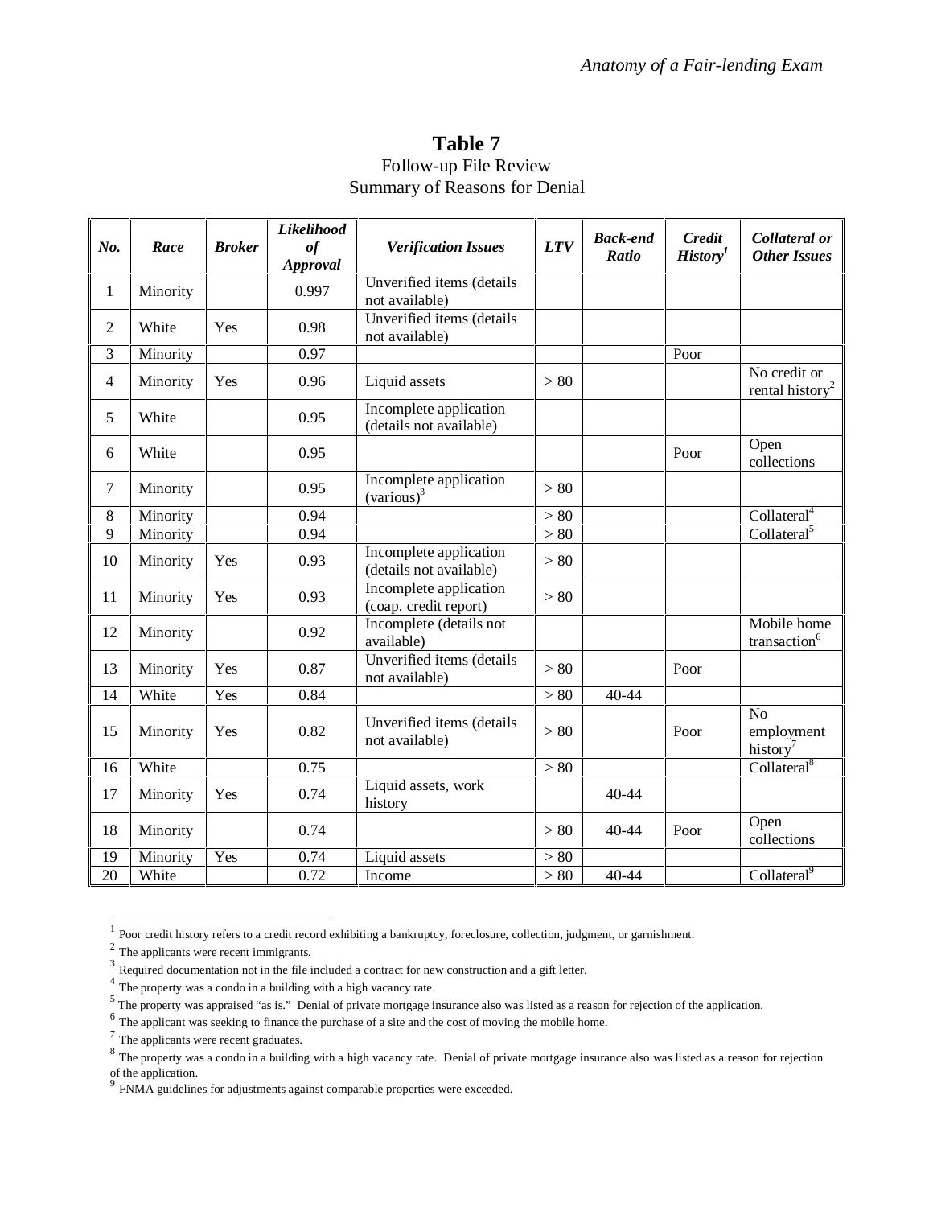# Table 7

Follow-up File Review
Summary of Reasons for Denial

| No. | Race | Broker | Likelihood of Approval | Verification Issues | LTV | Back-end Ratio | Credit History[1] | Collateral or Other Issues |
|---|---|---|---|---|---|---|---|---|
| 1 | Minority | | 0.997 | Unverified items (details not available) | | | | |
| 2 | White | Yes | 0.98 | Unverified items (details not available) | | | | |
| 3 | Minority | | 0.97 | | | | Poor | |
| 4 | Minority | Yes | 0.96 | Liquid assets | > 80 | | | No credit or rental history[2] |
| 5 | White | | 0.95 | Incomplete application (details not available) | | | | |
| 6 | White | | 0.95 | | | | Poor | Open collections |
| 7 | Minority | | 0.95 | Incomplete application (various)[3] | > 80 | | | |
| 8 | Minority | | 0.94 | | > 80 | | | Collateral[4] |
| 9 | Minority | | 0.94 | | > 80 | | | Collateral[5] |
| 10 | Minority | Yes | 0.93 | Incomplete application (details not available) | > 80 | | | |
| 11 | Minority | Yes | 0.93 | Incomplete application (coap. credit report) | > 80 | | | |
| 12 | Minority | | 0.92 | Incomplete (details not available) | | | | Mobile home transaction[6] |
| 13 | Minority | Yes | 0.87 | Unverified items (details not available) | > 80 | | Poor | |
| 14 | White | Yes | 0.84 | | > 80 | 40-44 | | |
| 15 | Minority | Yes | 0.82 | Unverified items (details not available) | > 80 | | Poor | No employment history[7] |
| 16 | White | | 0.75 | | > 80 | | | Collateral[8] |
| 17 | Minority | Yes | 0.74 | Liquid assets, work history | | 40-44 | | |
| 18 | Minority | | 0.74 | | > 80 | 40-44 | Poor | Open collections |
| 19 | Minority | Yes | 0.74 | Liquid assets | > 80 | | | |
| 20 | White | | 0.72 | Income | > 80 | 40-44 | | Collateral[9] |

[1] Poor credit history refers to a credit record exhibiting a bankruptcy, foreclosure, collection, judgment, or garnishment.

[2] The applicants were recent immigrants.

[3] Required documentation not in the file included a contract for new construction and a gift letter.

[4] The property was a condo in a building with a high vacancy rate.

[5] The property was appraised "as is." Denial of private mortgage insurance also was listed as a reason for rejection of the application.

[6] The applicant was seeking to finance the purchase of a site and the cost of moving the mobile home.

[7] The applicants were recent graduates.

[8] The property was a condo in a building with a high vacancy rate. Denial of private mortgage insurance also was listed as a reason for rejection of the application.

[9] FNMA guidelines for adjustments against comparable properties were exceeded.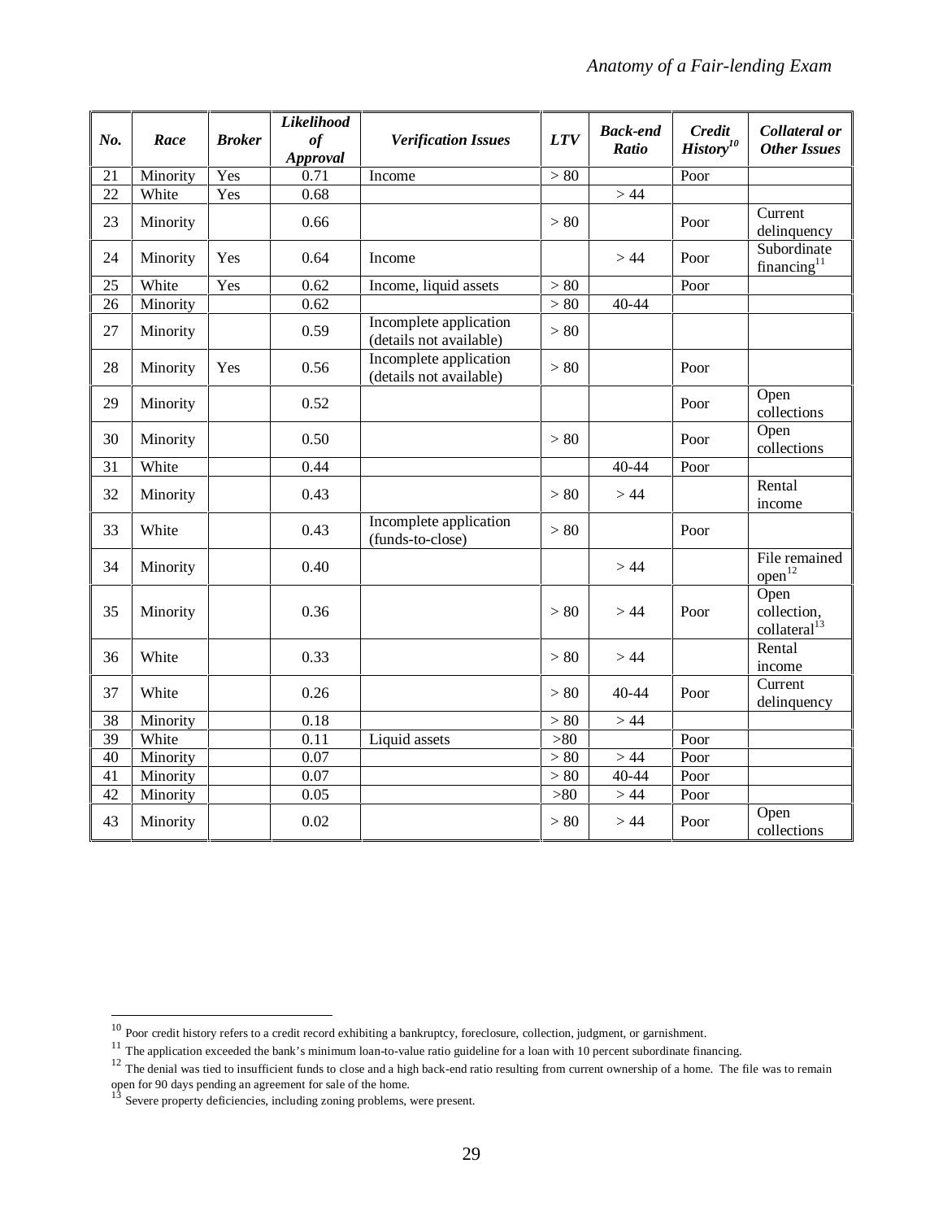| *No.* | *Race* | *Broker* | *Likelihood of Approval* | *Verification Issues* | *LTV* | *Back-end Ratio* | *Credit History*[10] | *Collateral or Other Issues* |
|---|---|---|---|---|---|---|---|---|
| 21 | Minority | Yes | 0.71 | Income | > 80 | | Poor | |
| 22 | White | Yes | 0.68 | | | > 44 | | |
| 23 | Minority | | 0.66 | | > 80 | | Poor | Current delinquency |
| 24 | Minority | Yes | 0.64 | Income | | > 44 | Poor | Subordinate financing[11] |
| 25 | White | Yes | 0.62 | Income, liquid assets | > 80 | | Poor | |
| 26 | Minority | | 0.62 | | > 80 | 40-44 | | |
| 27 | Minority | | 0.59 | Incomplete application (details not available) | > 80 | | | |
| 28 | Minority | Yes | 0.56 | Incomplete application (details not available) | > 80 | | Poor | |
| 29 | Minority | | 0.52 | | | | Poor | Open collections |
| 30 | Minority | | 0.50 | | > 80 | | Poor | Open collections |
| 31 | White | | 0.44 | | | 40-44 | Poor | |
| 32 | Minority | | 0.43 | | > 80 | > 44 | | Rental income |
| 33 | White | | 0.43 | Incomplete application (funds-to-close) | > 80 | | Poor | |
| 34 | Minority | | 0.40 | | | > 44 | | File remained open[12] |
| 35 | Minority | | 0.36 | | > 80 | > 44 | Poor | Open collection, collateral[13] |
| 36 | White | | 0.33 | | > 80 | > 44 | | Rental income |
| 37 | White | | 0.26 | | > 80 | 40-44 | Poor | Current delinquency |
| 38 | Minority | | 0.18 | | > 80 | > 44 | | |
| 39 | White | | 0.11 | Liquid assets | >80 | | Poor | |
| 40 | Minority | | 0.07 | | > 80 | > 44 | Poor | |
| 41 | Minority | | 0.07 | | > 80 | 40-44 | Poor | |
| 42 | Minority | | 0.05 | | >80 | > 44 | Poor | |
| 43 | Minority | | 0.02 | | > 80 | > 44 | Poor | Open collections |

[10] Poor credit history refers to a credit record exhibiting a bankruptcy, foreclosure, collection, judgment, or garnishment.

[11] The application exceeded the bank's minimum loan-to-value ratio guideline for a loan with 10 percent subordinate financing.

[12] The denial was tied to insufficient funds to close and a high back-end ratio resulting from current ownership of a home. The file was to remain open for 90 days pending an agreement for sale of the home.

[13] Severe property deficiencies, including zoning problems, were present.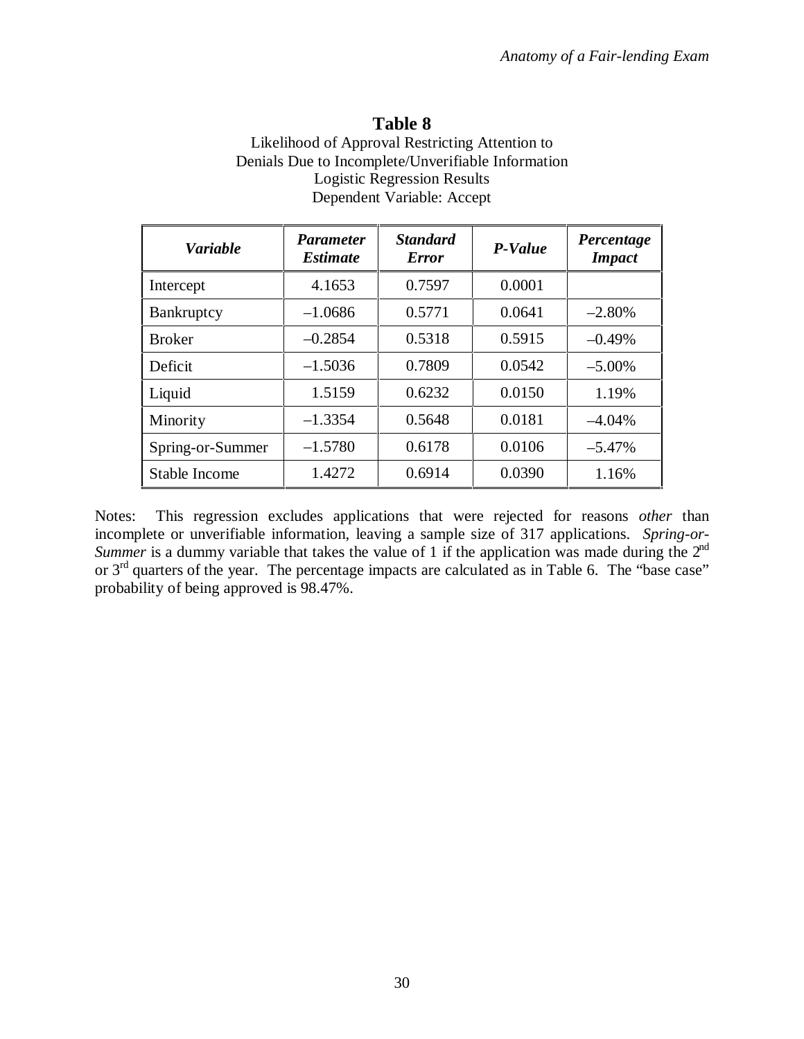## Table 8

Likelihood of Approval Restricting Attention to Denials Due to Incomplete/Unverifiable Information
Logistic Regression Results
Dependent Variable: Accept

| *Variable* | *Parameter Estimate* | *Standard Error* | *P-Value* | *Percentage Impact* |
|---|---|---|---|---|
| Intercept | 4.1653 | 0.7597 | 0.0001 | |
| Bankruptcy | –1.0686 | 0.5771 | 0.0641 | –2.80% |
| Broker | –0.2854 | 0.5318 | 0.5915 | –0.49% |
| Deficit | –1.5036 | 0.7809 | 0.0542 | –5.00% |
| Liquid | 1.5159 | 0.6232 | 0.0150 | 1.19% |
| Minority | –1.3354 | 0.5648 | 0.0181 | –4.04% |
| Spring-or-Summer | –1.5780 | 0.6178 | 0.0106 | –5.47% |
| Stable Income | 1.4272 | 0.6914 | 0.0390 | 1.16% |

Notes: This regression excludes applications that were rejected for reasons *other* than incomplete or unverifiable information, leaving a sample size of 317 applications. *Spring-or-Summer* is a dummy variable that takes the value of 1 if the application was made during the 2nd or 3rd quarters of the year. The percentage impacts are calculated as in Table 6. The "base case" probability of being approved is 98.47%.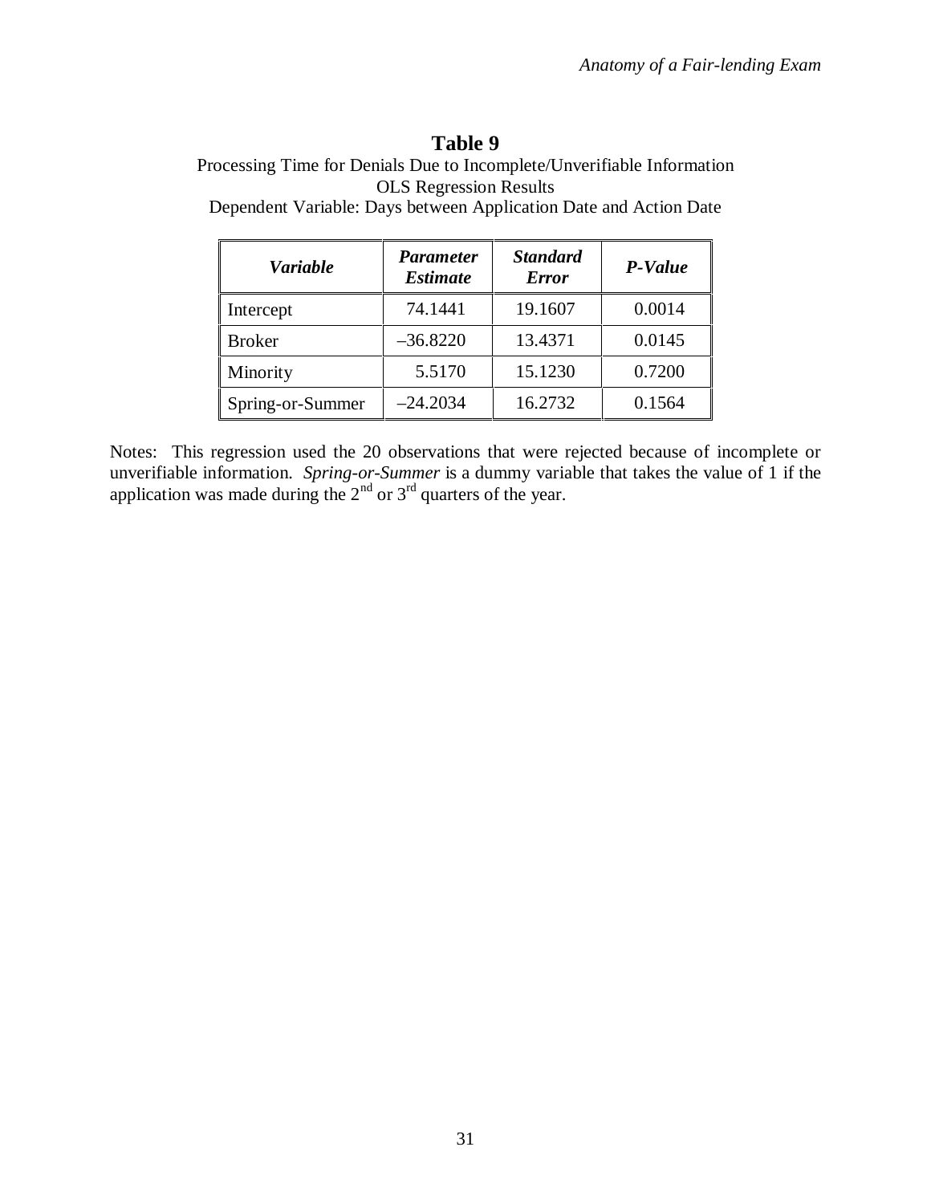**Table 9**

Processing Time for Denials Due to Incomplete/Unverifiable Information
OLS Regression Results
Dependent Variable: Days between Application Date and Action Date

| ***Variable*** | ***Parameter Estimate*** | ***Standard Error*** | ***P-Value*** |
|---|---|---|---|
| Intercept | 74.1441 | 19.1607 | 0.0014 |
| Broker | –36.8220 | 13.4371 | 0.0145 |
| Minority | 5.5170 | 15.1230 | 0.7200 |
| Spring-or-Summer | –24.2034 | 16.2732 | 0.1564 |

Notes: This regression used the 20 observations that were rejected because of incomplete or unverifiable information. *Spring-or-Summer* is a dummy variable that takes the value of 1 if the application was made during the $2^{nd}$ or $3^{rd}$ quarters of the year.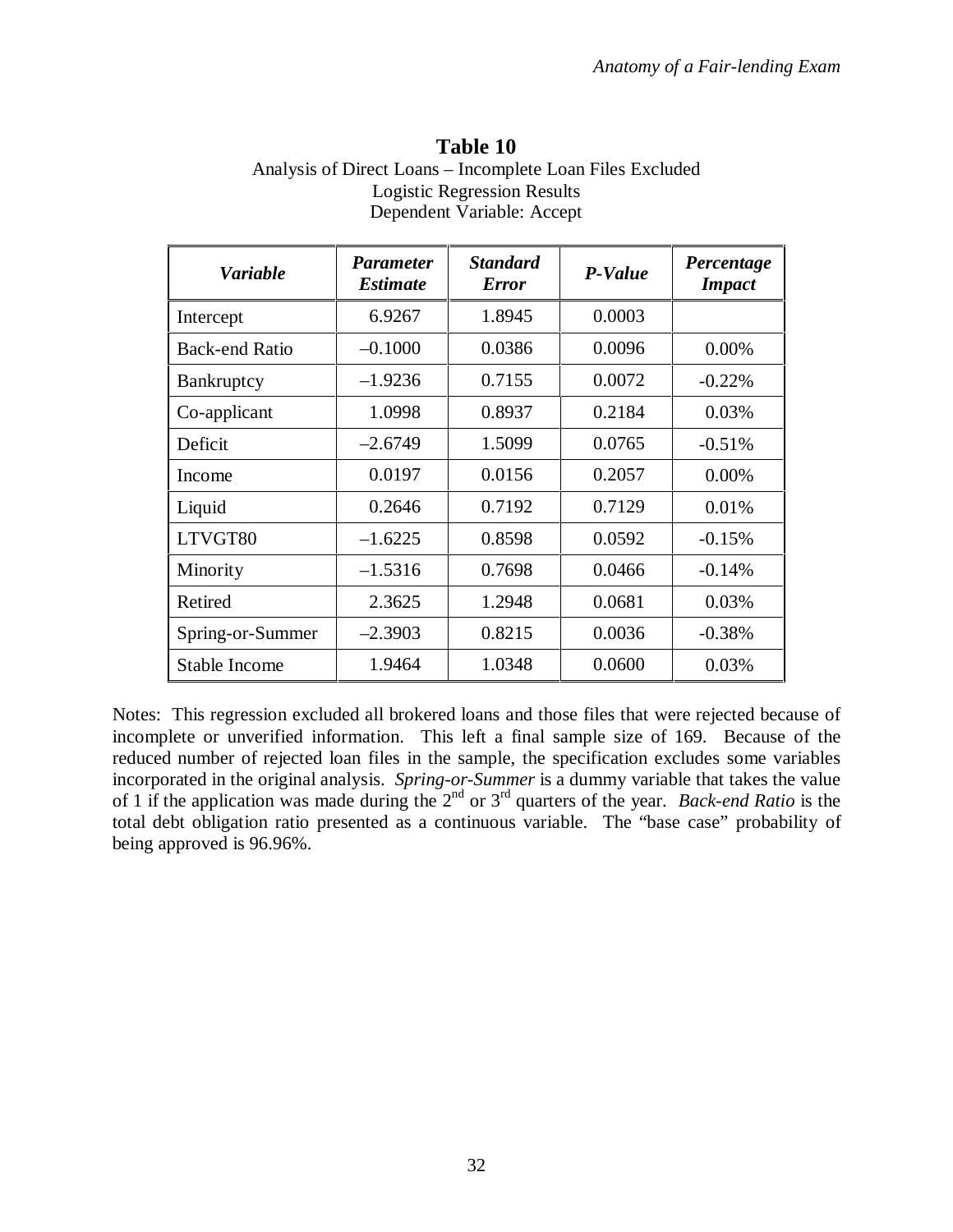**Table 10**

Analysis of Direct Loans – Incomplete Loan Files Excluded
Logistic Regression Results
Dependent Variable: Accept

| ***Variable*** | ***Parameter Estimate*** | ***Standard Error*** | ***P-Value*** | ***Percentage Impact*** |
|---|---|---|---|---|
| Intercept | 6.9267 | 1.8945 | 0.0003 | |
| Back-end Ratio | –0.1000 | 0.0386 | 0.0096 | 0.00% |
| Bankruptcy | –1.9236 | 0.7155 | 0.0072 | -0.22% |
| Co-applicant | 1.0998 | 0.8937 | 0.2184 | 0.03% |
| Deficit | –2.6749 | 1.5099 | 0.0765 | -0.51% |
| Income | 0.0197 | 0.0156 | 0.2057 | 0.00% |
| Liquid | 0.2646 | 0.7192 | 0.7129 | 0.01% |
| LTVGT80 | –1.6225 | 0.8598 | 0.0592 | -0.15% |
| Minority | –1.5316 | 0.7698 | 0.0466 | -0.14% |
| Retired | 2.3625 | 1.2948 | 0.0681 | 0.03% |
| Spring-or-Summer | –2.3903 | 0.8215 | 0.0036 | -0.38% |
| Stable Income | 1.9464 | 1.0348 | 0.0600 | 0.03% |

Notes: This regression excluded all brokered loans and those files that were rejected because of incomplete or unverified information. This left a final sample size of 169. Because of the reduced number of rejected loan files in the sample, the specification excludes some variables incorporated in the original analysis. *Spring-or-Summer* is a dummy variable that takes the value of 1 if the application was made during the 2nd or 3rd quarters of the year. *Back-end Ratio* is the total debt obligation ratio presented as a continuous variable. The "base case" probability of being approved is 96.96%.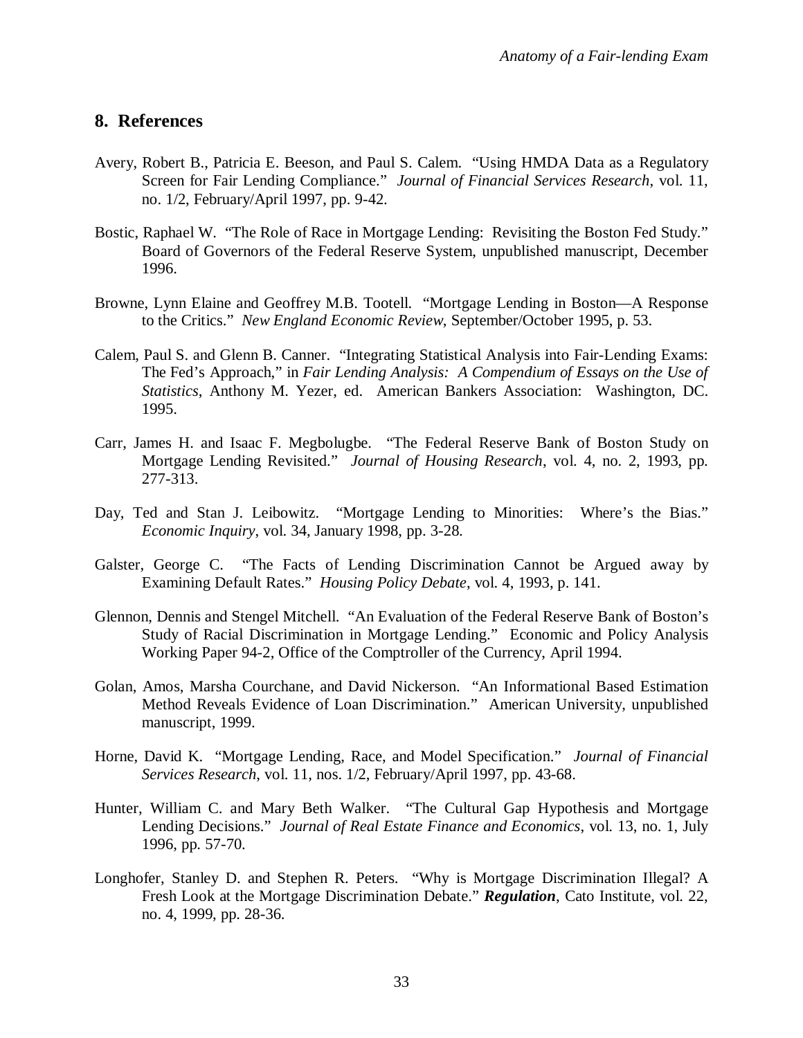## 8. References

Avery, Robert B., Patricia E. Beeson, and Paul S. Calem. "Using HMDA Data as a Regulatory Screen for Fair Lending Compliance." *Journal of Financial Services Research*, vol. 11, no. 1/2, February/April 1997, pp. 9-42.

Bostic, Raphael W. "The Role of Race in Mortgage Lending: Revisiting the Boston Fed Study." Board of Governors of the Federal Reserve System, unpublished manuscript, December 1996.

Browne, Lynn Elaine and Geoffrey M.B. Tootell. "Mortgage Lending in Boston—A Response to the Critics." *New England Economic Review*, September/October 1995, p. 53.

Calem, Paul S. and Glenn B. Canner. "Integrating Statistical Analysis into Fair-Lending Exams: The Fed's Approach," in *Fair Lending Analysis: A Compendium of Essays on the Use of Statistics*, Anthony M. Yezer, ed. American Bankers Association: Washington, DC. 1995.

Carr, James H. and Isaac F. Megbolugbe. "The Federal Reserve Bank of Boston Study on Mortgage Lending Revisited." *Journal of Housing Research*, vol. 4, no. 2, 1993, pp. 277-313.

Day, Ted and Stan J. Leibowitz. "Mortgage Lending to Minorities: Where's the Bias." *Economic Inquiry*, vol. 34, January 1998, pp. 3-28.

Galster, George C. "The Facts of Lending Discrimination Cannot be Argued away by Examining Default Rates." *Housing Policy Debate*, vol. 4, 1993, p. 141.

Glennon, Dennis and Stengel Mitchell. "An Evaluation of the Federal Reserve Bank of Boston's Study of Racial Discrimination in Mortgage Lending." Economic and Policy Analysis Working Paper 94-2, Office of the Comptroller of the Currency, April 1994.

Golan, Amos, Marsha Courchane, and David Nickerson. "An Informational Based Estimation Method Reveals Evidence of Loan Discrimination." American University, unpublished manuscript, 1999.

Horne, David K. "Mortgage Lending, Race, and Model Specification." *Journal of Financial Services Research*, vol. 11, nos. 1/2, February/April 1997, pp. 43-68.

Hunter, William C. and Mary Beth Walker. "The Cultural Gap Hypothesis and Mortgage Lending Decisions." *Journal of Real Estate Finance and Economics*, vol. 13, no. 1, July 1996, pp. 57-70.

Longhofer, Stanley D. and Stephen R. Peters. "Why is Mortgage Discrimination Illegal? A Fresh Look at the Mortgage Discrimination Debate." ***Regulation***, Cato Institute, vol. 22, no. 4, 1999, pp. 28-36.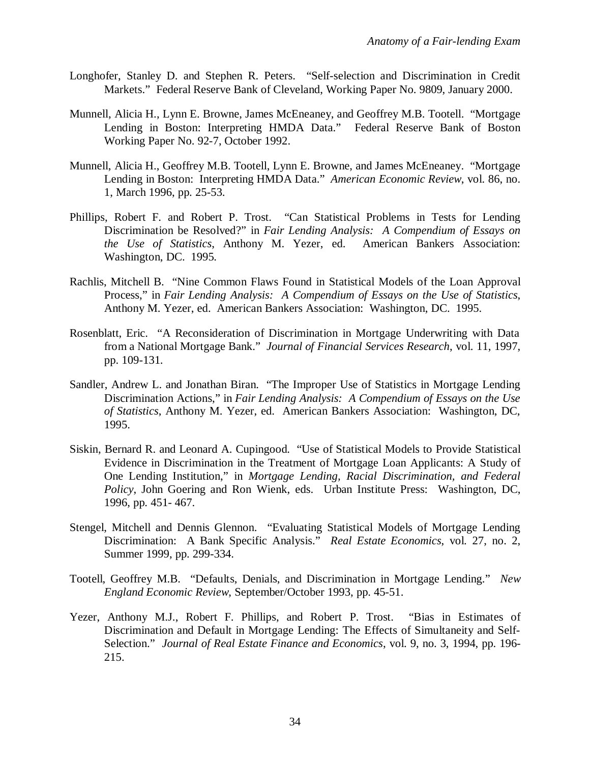Longhofer, Stanley D. and Stephen R. Peters. "Self-selection and Discrimination in Credit Markets." Federal Reserve Bank of Cleveland, Working Paper No. 9809, January 2000.

Munnell, Alicia H., Lynn E. Browne, James McEneaney, and Geoffrey M.B. Tootell. "Mortgage Lending in Boston: Interpreting HMDA Data." Federal Reserve Bank of Boston Working Paper No. 92-7, October 1992.

Munnell, Alicia H., Geoffrey M.B. Tootell, Lynn E. Browne, and James McEneaney. "Mortgage Lending in Boston: Interpreting HMDA Data." *American Economic Review*, vol. 86, no. 1, March 1996, pp. 25-53.

Phillips, Robert F. and Robert P. Trost. "Can Statistical Problems in Tests for Lending Discrimination be Resolved?" in *Fair Lending Analysis: A Compendium of Essays on the Use of Statistics*, Anthony M. Yezer, ed. American Bankers Association: Washington, DC. 1995.

Rachlis, Mitchell B. "Nine Common Flaws Found in Statistical Models of the Loan Approval Process," in *Fair Lending Analysis: A Compendium of Essays on the Use of Statistics*, Anthony M. Yezer, ed. American Bankers Association: Washington, DC. 1995.

Rosenblatt, Eric. "A Reconsideration of Discrimination in Mortgage Underwriting with Data from a National Mortgage Bank." *Journal of Financial Services Research*, vol. 11, 1997, pp. 109-131.

Sandler, Andrew L. and Jonathan Biran. "The Improper Use of Statistics in Mortgage Lending Discrimination Actions," in *Fair Lending Analysis: A Compendium of Essays on the Use of Statistics*, Anthony M. Yezer, ed. American Bankers Association: Washington, DC, 1995.

Siskin, Bernard R. and Leonard A. Cupingood. "Use of Statistical Models to Provide Statistical Evidence in Discrimination in the Treatment of Mortgage Loan Applicants: A Study of One Lending Institution," in *Mortgage Lending, Racial Discrimination, and Federal Policy*, John Goering and Ron Wienk, eds. Urban Institute Press: Washington, DC, 1996, pp. 451- 467.

Stengel, Mitchell and Dennis Glennon. "Evaluating Statistical Models of Mortgage Lending Discrimination: A Bank Specific Analysis." *Real Estate Economics*, vol. 27, no. 2, Summer 1999, pp. 299-334.

Tootell, Geoffrey M.B. "Defaults, Denials, and Discrimination in Mortgage Lending." *New England Economic Review*, September/October 1993, pp. 45-51.

Yezer, Anthony M.J., Robert F. Phillips, and Robert P. Trost. "Bias in Estimates of Discrimination and Default in Mortgage Lending: The Effects of Simultaneity and Self-Selection." *Journal of Real Estate Finance and Economics*, vol. 9, no. 3, 1994, pp. 196-215.